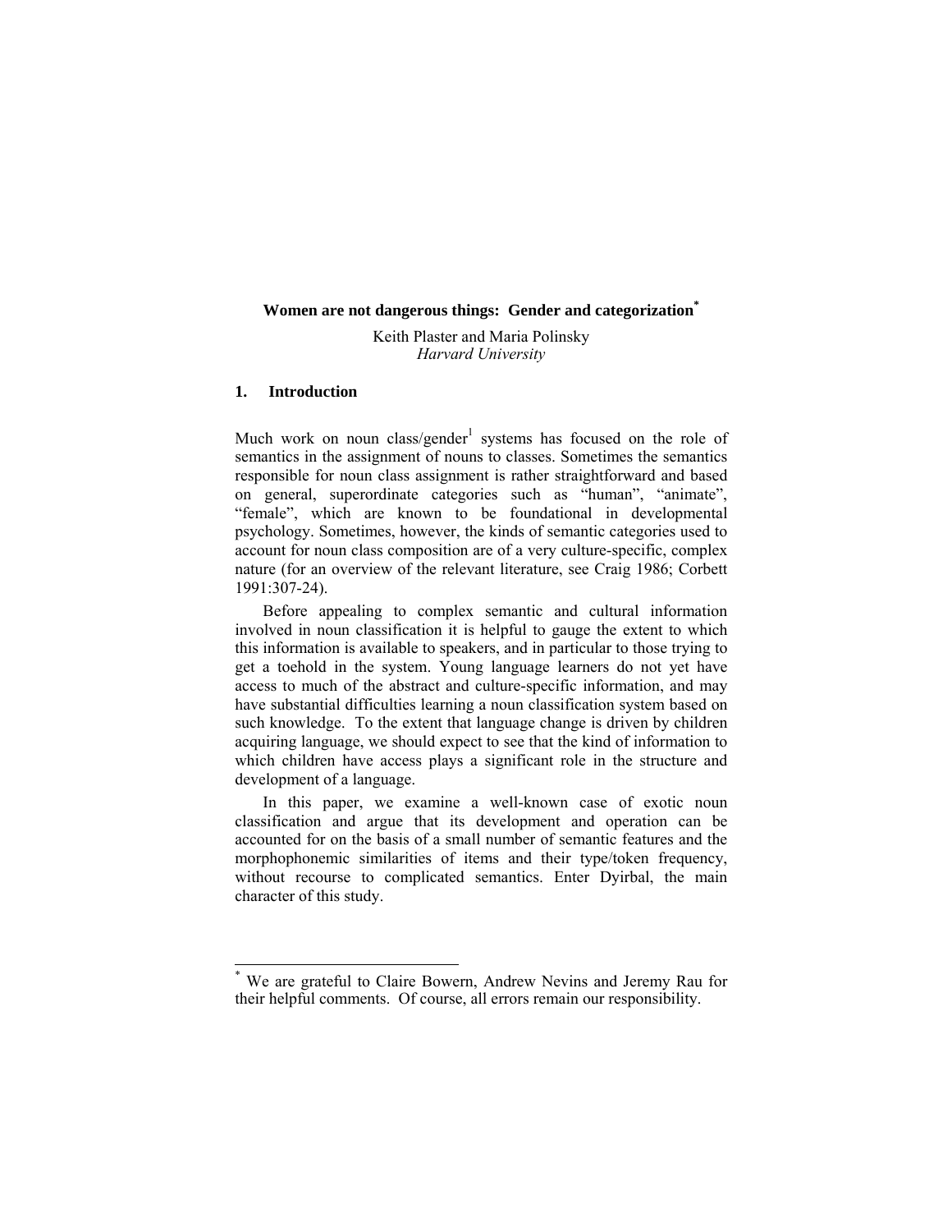# Women are not dangerous things: Gender and categorization[*]

Keith Plaster and Maria Polinsky
*Harvard University*

## 1. Introduction

Much work on noun class/gender[1] systems has focused on the role of semantics in the assignment of nouns to classes. Sometimes the semantics responsible for noun class assignment is rather straightforward and based on general, superordinate categories such as "human", "animate", "female", which are known to be foundational in developmental psychology. Sometimes, however, the kinds of semantic categories used to account for noun class composition are of a very culture-specific, complex nature (for an overview of the relevant literature, see Craig 1986; Corbett 1991:307-24).

Before appealing to complex semantic and cultural information involved in noun classification it is helpful to gauge the extent to which this information is available to speakers, and in particular to those trying to get a toehold in the system. Young language learners do not yet have access to much of the abstract and culture-specific information, and may have substantial difficulties learning a noun classification system based on such knowledge. To the extent that language change is driven by children acquiring language, we should expect to see that the kind of information to which children have access plays a significant role in the structure and development of a language.

In this paper, we examine a well-known case of exotic noun classification and argue that its development and operation can be accounted for on the basis of a small number of semantic features and the morphophonemic similarities of items and their type/token frequency, without recourse to complicated semantics. Enter Dyirbal, the main character of this study.

---

[*] We are grateful to Claire Bowern, Andrew Nevins and Jeremy Rau for their helpful comments. Of course, all errors remain our responsibility.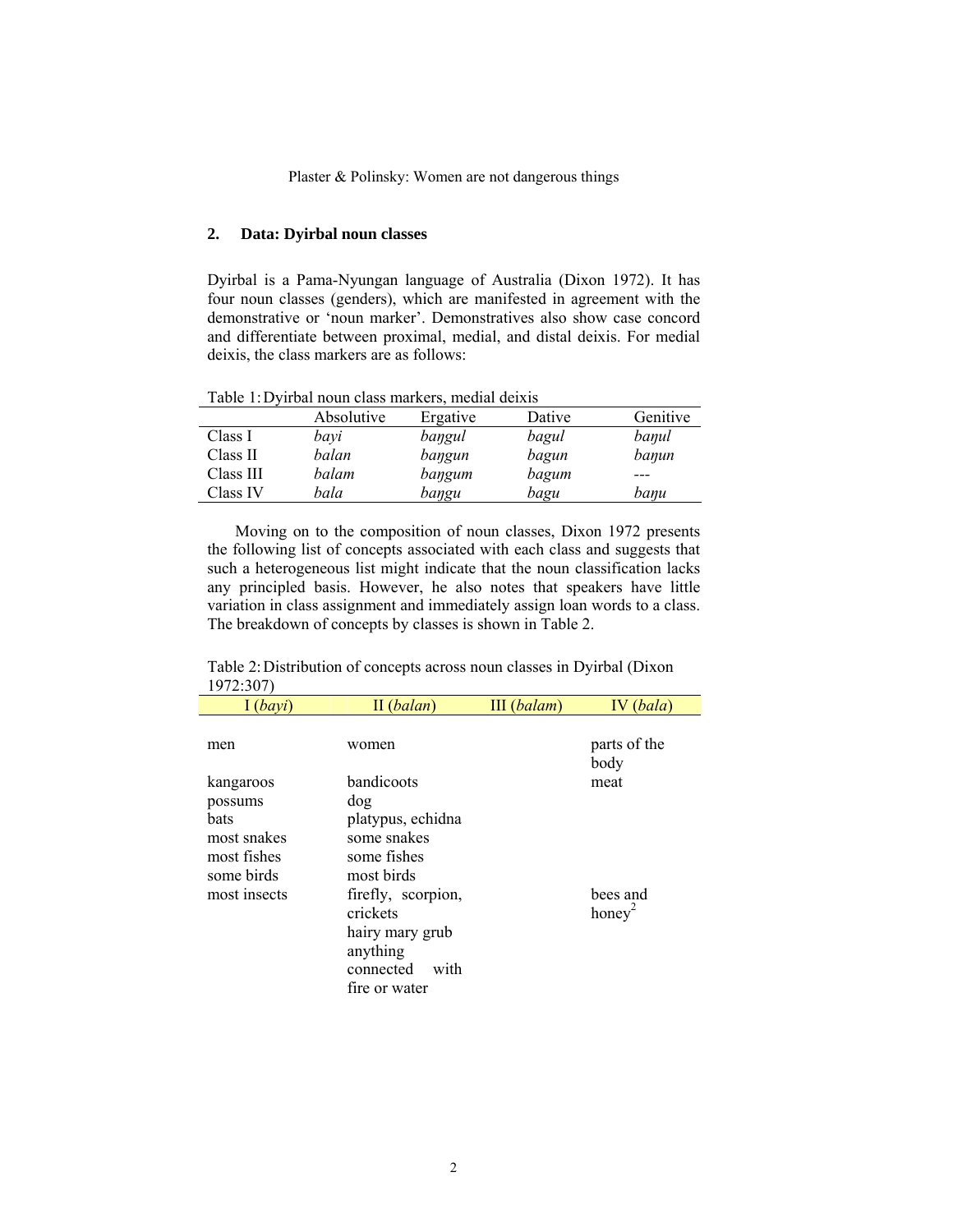## 2. Data: Dyirbal noun classes

Dyirbal is a Pama-Nyungan language of Australia (Dixon 1972). It has four noun classes (genders), which are manifested in agreement with the demonstrative or 'noun marker'. Demonstratives also show case concord and differentiate between proximal, medial, and distal deixis. For medial deixis, the class markers are as follows:

Table 1: Dyirbal noun class markers, medial deixis

| | Absolutive | Ergative | Dative | Genitive |
|---|---|---|---|---|
| Class I | *bayi* | *baŋgul* | *bagul* | *baŋul* |
| Class II | *balan* | *baŋgun* | *bagun* | *baŋun* |
| Class III | *balam* | *baŋgum* | *bagum* | --- |
| Class IV | *bala* | *baŋgu* | *bagu* | *baŋu* |

Moving on to the composition of noun classes, Dixon 1972 presents the following list of concepts associated with each class and suggests that such a heterogeneous list might indicate that the noun classification lacks any principled basis. However, he also notes that speakers have little variation in class assignment and immediately assign loan words to a class. The breakdown of concepts by classes is shown in Table 2.

Table 2: Distribution of concepts across noun classes in Dyirbal (Dixon 1972:307)

| I (*bayi*) | II (*balan*) | III (*balam*) | IV (*bala*) |
|---|---|---|---|
| men | women | | parts of the body |
| kangaroos | bandicoots | | meat |
| possums | dog | | |
| bats | platypus, echidna | | |
| most snakes | some snakes | | |
| most fishes | some fishes | | |
| some birds | most birds | | |
| most insects | firefly, scorpion, crickets | | bees and honey[2] |
| | hairy mary grub | | |
| | anything connected with fire or water | | |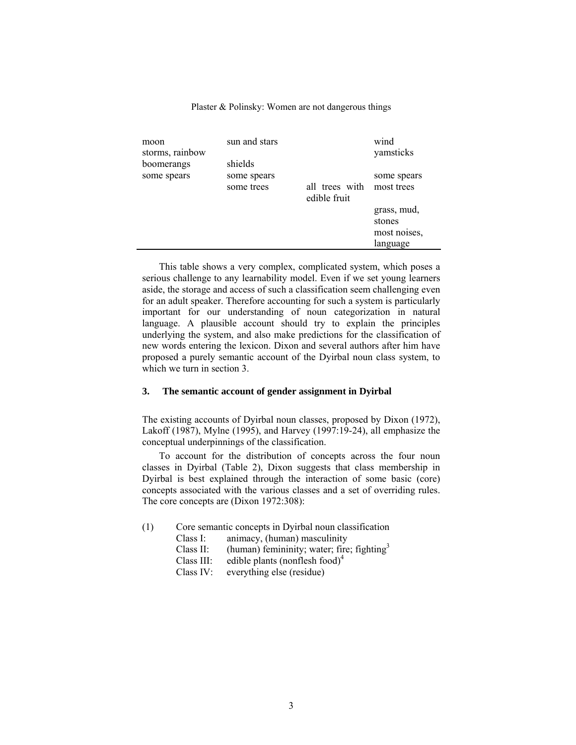| | | | |
|---|---|---|---|
| moon | sun and stars | | wind |
| storms, rainbow | | | yamsticks |
| boomerangs | shields | | |
| some spears | some spears | | some spears |
| | some trees | all trees with edible fruit | most trees |
| | | | grass, mud, stones |
| | | | most noises, language |

This table shows a very complex, complicated system, which poses a serious challenge to any learnability model. Even if we set young learners aside, the storage and access of such a classification seem challenging even for an adult speaker. Therefore accounting for such a system is particularly important for our understanding of noun categorization in natural language. A plausible account should try to explain the principles underlying the system, and also make predictions for the classification of new words entering the lexicon. Dixon and several authors after him have proposed a purely semantic account of the Dyirbal noun class system, to which we turn in section 3.

## 3. The semantic account of gender assignment in Dyirbal

The existing accounts of Dyirbal noun classes, proposed by Dixon (1972), Lakoff (1987), Mylne (1995), and Harvey (1997:19-24), all emphasize the conceptual underpinnings of the classification.

To account for the distribution of concepts across the four noun classes in Dyirbal (Table 2), Dixon suggests that class membership in Dyirbal is best explained through the interaction of some basic (core) concepts associated with the various classes and a set of overriding rules. The core concepts are (Dixon 1972:308):

(1) Core semantic concepts in Dyirbal noun classification
- Class I: animacy, (human) masculinity
- Class II: (human) femininity; water; fire; fighting[3]
- Class III: edible plants (nonflesh food)[4]
- Class IV: everything else (residue)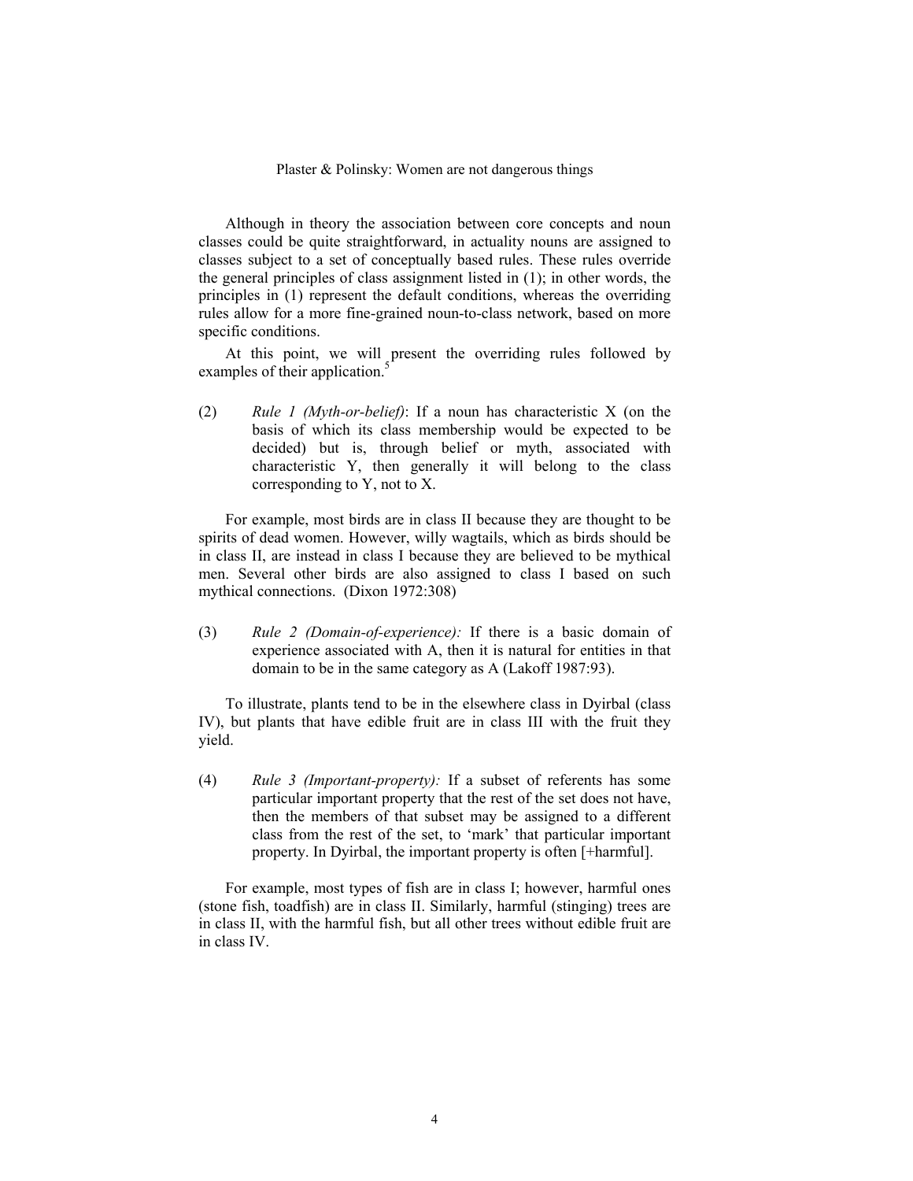Although in theory the association between core concepts and noun classes could be quite straightforward, in actuality nouns are assigned to classes subject to a set of conceptually based rules. These rules override the general principles of class assignment listed in (1); in other words, the principles in (1) represent the default conditions, whereas the overriding rules allow for a more fine-grained noun-to-class network, based on more specific conditions.

At this point, we will present the overriding rules followed by examples of their application.[5]

(2) *Rule 1 (Myth-or-belief)*: If a noun has characteristic X (on the basis of which its class membership would be expected to be decided) but is, through belief or myth, associated with characteristic Y, then generally it will belong to the class corresponding to Y, not to X.

For example, most birds are in class II because they are thought to be spirits of dead women. However, willy wagtails, which as birds should be in class II, are instead in class I because they are believed to be mythical men. Several other birds are also assigned to class I based on such mythical connections. (Dixon 1972:308)

(3) *Rule 2 (Domain-of-experience):* If there is a basic domain of experience associated with A, then it is natural for entities in that domain to be in the same category as A (Lakoff 1987:93).

To illustrate, plants tend to be in the elsewhere class in Dyirbal (class IV), but plants that have edible fruit are in class III with the fruit they yield.

(4) *Rule 3 (Important-property):* If a subset of referents has some particular important property that the rest of the set does not have, then the members of that subset may be assigned to a different class from the rest of the set, to 'mark' that particular important property. In Dyirbal, the important property is often [+harmful].

For example, most types of fish are in class I; however, harmful ones (stone fish, toadfish) are in class II. Similarly, harmful (stinging) trees are in class II, with the harmful fish, but all other trees without edible fruit are in class IV.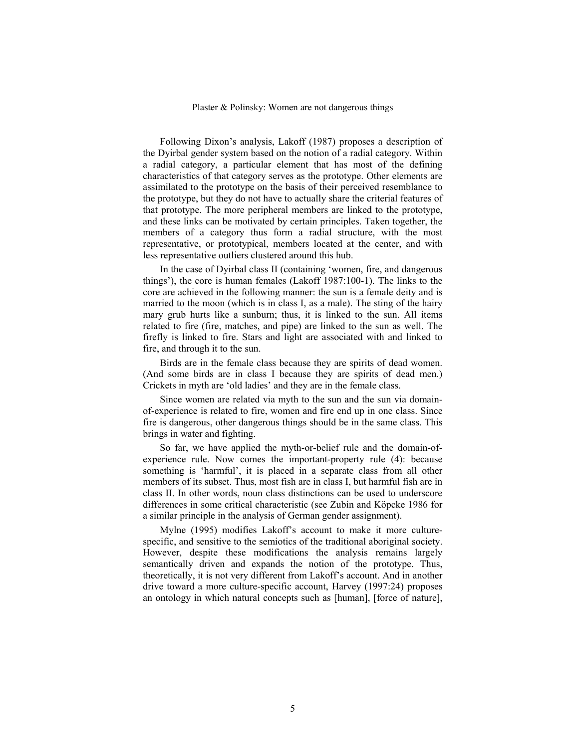Following Dixon's analysis, Lakoff (1987) proposes a description of the Dyirbal gender system based on the notion of a radial category. Within a radial category, a particular element that has most of the defining characteristics of that category serves as the prototype. Other elements are assimilated to the prototype on the basis of their perceived resemblance to the prototype, but they do not have to actually share the criterial features of that prototype. The more peripheral members are linked to the prototype, and these links can be motivated by certain principles. Taken together, the members of a category thus form a radial structure, with the most representative, or prototypical, members located at the center, and with less representative outliers clustered around this hub.

In the case of Dyirbal class II (containing 'women, fire, and dangerous things'), the core is human females (Lakoff 1987:100-1). The links to the core are achieved in the following manner: the sun is a female deity and is married to the moon (which is in class I, as a male). The sting of the hairy mary grub hurts like a sunburn; thus, it is linked to the sun. All items related to fire (fire, matches, and pipe) are linked to the sun as well. The firefly is linked to fire. Stars and light are associated with and linked to fire, and through it to the sun.

Birds are in the female class because they are spirits of dead women. (And some birds are in class I because they are spirits of dead men.) Crickets in myth are 'old ladies' and they are in the female class.

Since women are related via myth to the sun and the sun via domain-of-experience is related to fire, women and fire end up in one class. Since fire is dangerous, other dangerous things should be in the same class. This brings in water and fighting.

So far, we have applied the myth-or-belief rule and the domain-of-experience rule. Now comes the important-property rule (4): because something is 'harmful', it is placed in a separate class from all other members of its subset. Thus, most fish are in class I, but harmful fish are in class II. In other words, noun class distinctions can be used to underscore differences in some critical characteristic (see Zubin and Köpcke 1986 for a similar principle in the analysis of German gender assignment).

Mylne (1995) modifies Lakoff's account to make it more culture-specific, and sensitive to the semiotics of the traditional aboriginal society. However, despite these modifications the analysis remains largely semantically driven and expands the notion of the prototype. Thus, theoretically, it is not very different from Lakoff's account. And in another drive toward a more culture-specific account, Harvey (1997:24) proposes an ontology in which natural concepts such as [human], [force of nature],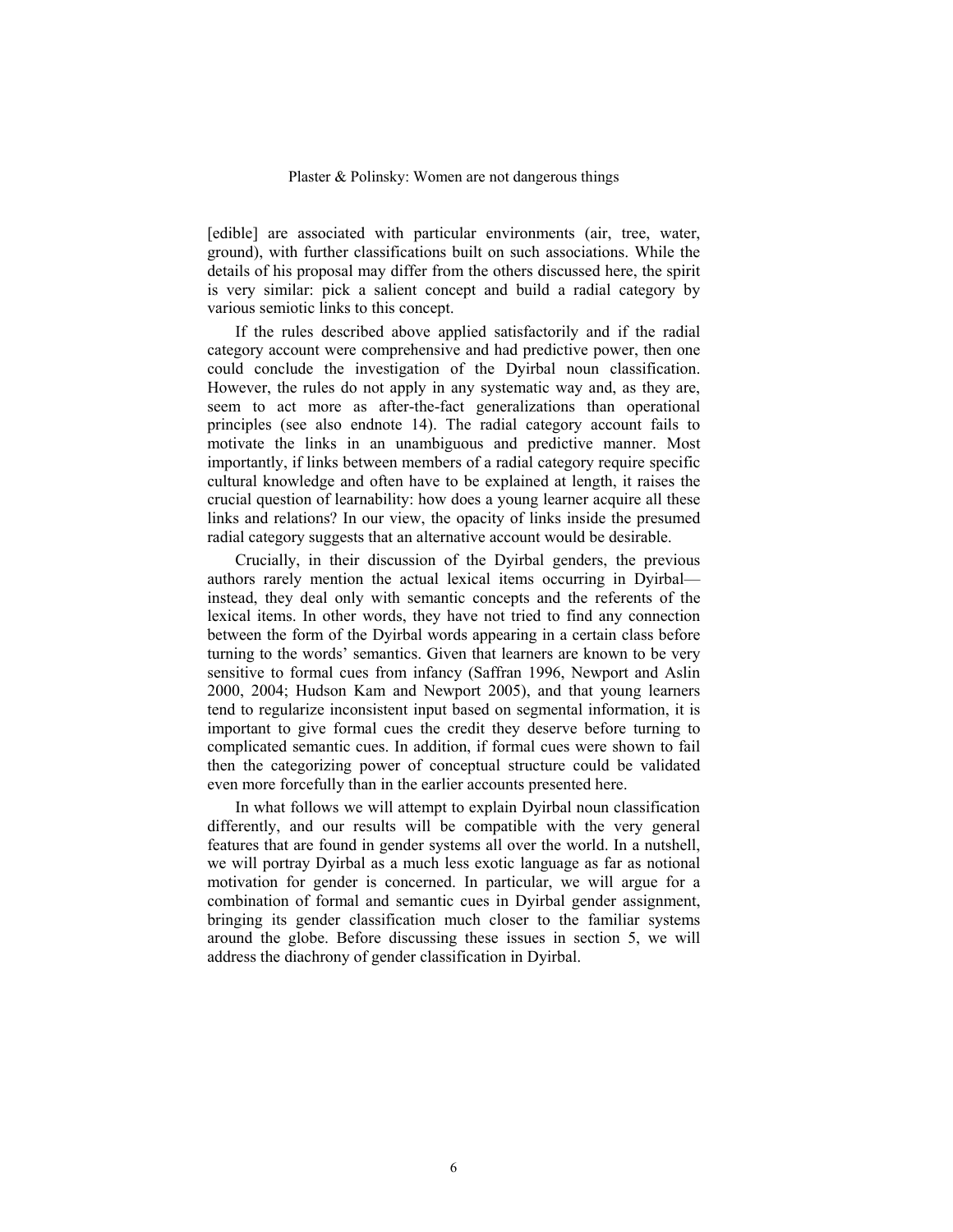[edible] are associated with particular environments (air, tree, water, ground), with further classifications built on such associations. While the details of his proposal may differ from the others discussed here, the spirit is very similar: pick a salient concept and build a radial category by various semiotic links to this concept.

If the rules described above applied satisfactorily and if the radial category account were comprehensive and had predictive power, then one could conclude the investigation of the Dyirbal noun classification. However, the rules do not apply in any systematic way and, as they are, seem to act more as after-the-fact generalizations than operational principles (see also endnote 14). The radial category account fails to motivate the links in an unambiguous and predictive manner. Most importantly, if links between members of a radial category require specific cultural knowledge and often have to be explained at length, it raises the crucial question of learnability: how does a young learner acquire all these links and relations? In our view, the opacity of links inside the presumed radial category suggests that an alternative account would be desirable.

Crucially, in their discussion of the Dyirbal genders, the previous authors rarely mention the actual lexical items occurring in Dyirbal—instead, they deal only with semantic concepts and the referents of the lexical items. In other words, they have not tried to find any connection between the form of the Dyirbal words appearing in a certain class before turning to the words' semantics. Given that learners are known to be very sensitive to formal cues from infancy (Saffran 1996, Newport and Aslin 2000, 2004; Hudson Kam and Newport 2005), and that young learners tend to regularize inconsistent input based on segmental information, it is important to give formal cues the credit they deserve before turning to complicated semantic cues. In addition, if formal cues were shown to fail then the categorizing power of conceptual structure could be validated even more forcefully than in the earlier accounts presented here.

In what follows we will attempt to explain Dyirbal noun classification differently, and our results will be compatible with the very general features that are found in gender systems all over the world. In a nutshell, we will portray Dyirbal as a much less exotic language as far as notional motivation for gender is concerned. In particular, we will argue for a combination of formal and semantic cues in Dyirbal gender assignment, bringing its gender classification much closer to the familiar systems around the globe. Before discussing these issues in section 5, we will address the diachrony of gender classification in Dyirbal.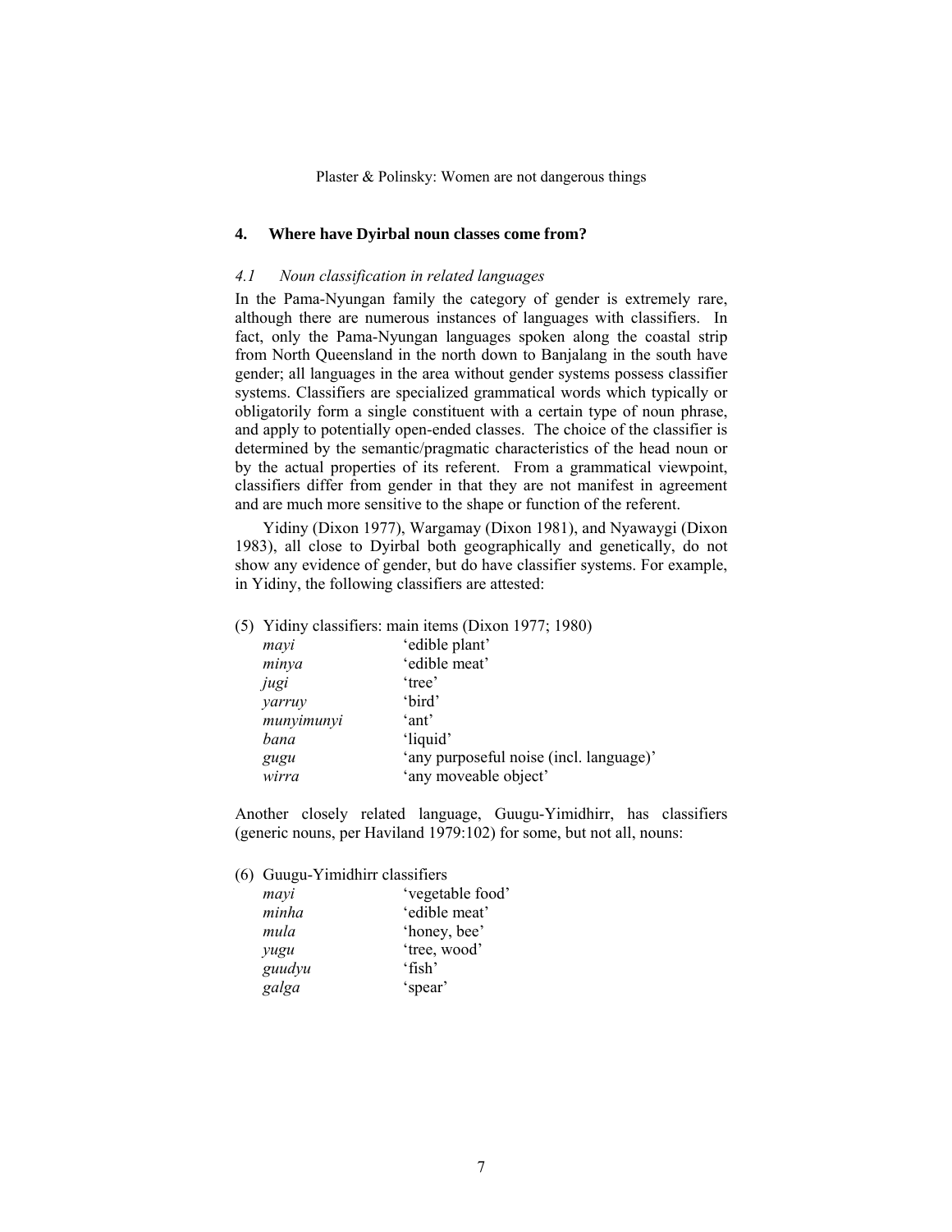## 4. Where have Dyirbal noun classes come from?

### *4.1 Noun classification in related languages*

In the Pama-Nyungan family the category of gender is extremely rare, although there are numerous instances of languages with classifiers. In fact, only the Pama-Nyungan languages spoken along the coastal strip from North Queensland in the north down to Banjalang in the south have gender; all languages in the area without gender systems possess classifier systems. Classifiers are specialized grammatical words which typically or obligatorily form a single constituent with a certain type of noun phrase, and apply to potentially open-ended classes. The choice of the classifier is determined by the semantic/pragmatic characteristics of the head noun or by the actual properties of its referent. From a grammatical viewpoint, classifiers differ from gender in that they are not manifest in agreement and are much more sensitive to the shape or function of the referent.

Yidiny (Dixon 1977), Wargamay (Dixon 1981), and Nyawaygi (Dixon 1983), all close to Dyirbal both geographically and genetically, do not show any evidence of gender, but do have classifier systems. For example, in Yidiny, the following classifiers are attested:

(5) Yidiny classifiers: main items (Dixon 1977; 1980)

| | |
|---|---|
| *mayi* | 'edible plant' |
| *minya* | 'edible meat' |
| *jugi* | 'tree' |
| *yarruy* | 'bird' |
| *munyimunyi* | 'ant' |
| *bana* | 'liquid' |
| *gugu* | 'any purposeful noise (incl. language)' |
| *wirra* | 'any moveable object' |

Another closely related language, Guugu-Yimidhirr, has classifiers (generic nouns, per Haviland 1979:102) for some, but not all, nouns:

(6) Guugu-Yimidhirr classifiers

| | |
|---|---|
| *mayi* | 'vegetable food' |
| *minha* | 'edible meat' |
| *mula* | 'honey, bee' |
| *yugu* | 'tree, wood' |
| *guudyu* | 'fish' |
| *galga* | 'spear' |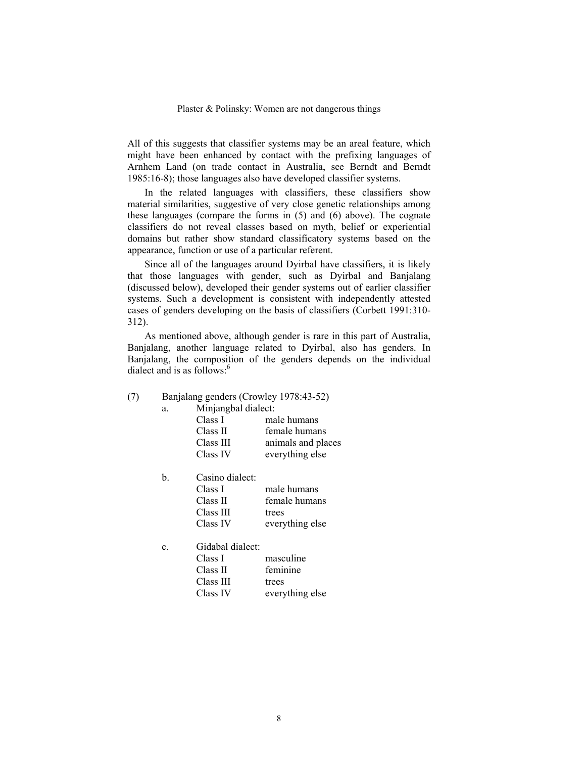All of this suggests that classifier systems may be an areal feature, which might have been enhanced by contact with the prefixing languages of Arnhem Land (on trade contact in Australia, see Berndt and Berndt 1985:16-8); those languages also have developed classifier systems.

In the related languages with classifiers, these classifiers show material similarities, suggestive of very close genetic relationships among these languages (compare the forms in (5) and (6) above). The cognate classifiers do not reveal classes based on myth, belief or experiential domains but rather show standard classificatory systems based on the appearance, function or use of a particular referent.

Since all of the languages around Dyirbal have classifiers, it is likely that those languages with gender, such as Dyirbal and Banjalang (discussed below), developed their gender systems out of earlier classifier systems. Such a development is consistent with independently attested cases of genders developing on the basis of classifiers (Corbett 1991:310-312).

As mentioned above, although gender is rare in this part of Australia, Banjalang, another language related to Dyirbal, also has genders. In Banjalang, the composition of the genders depends on the individual dialect and is as follows:[6]

(7) Banjalang genders (Crowley 1978:43-52)

a. Minjangbal dialect:

| | |
|---|---|
| Class I | male humans |
| Class II | female humans |
| Class III | animals and places |
| Class IV | everything else |

b. Casino dialect:

| | |
|---|---|
| Class I | male humans |
| Class II | female humans |
| Class III | trees |
| Class IV | everything else |

c. Gidabal dialect:

| | |
|---|---|
| Class I | masculine |
| Class II | feminine |
| Class III | trees |
| Class IV | everything else |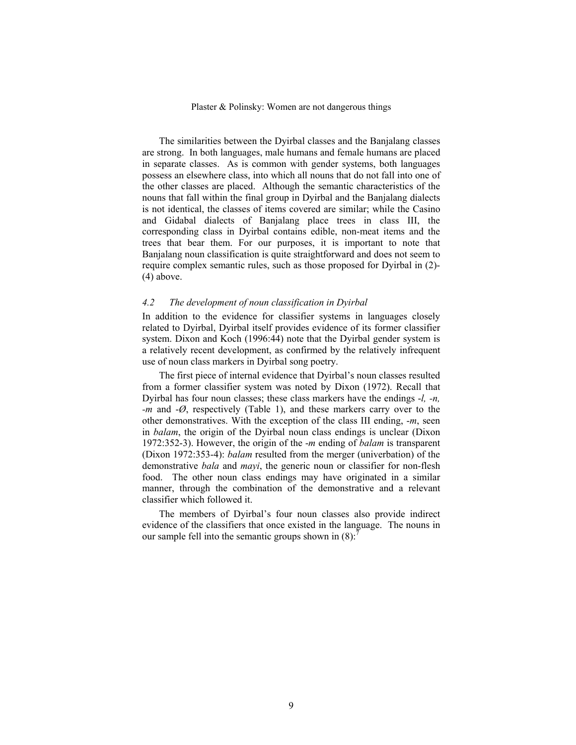The similarities between the Dyirbal classes and the Banjalang classes are strong. In both languages, male humans and female humans are placed in separate classes. As is common with gender systems, both languages possess an elsewhere class, into which all nouns that do not fall into one of the other classes are placed. Although the semantic characteristics of the nouns that fall within the final group in Dyirbal and the Banjalang dialects is not identical, the classes of items covered are similar; while the Casino and Gidabal dialects of Banjalang place trees in class III, the corresponding class in Dyirbal contains edible, non-meat items and the trees that bear them. For our purposes, it is important to note that Banjalang noun classification is quite straightforward and does not seem to require complex semantic rules, such as those proposed for Dyirbal in (2)-(4) above.

### *4.2 The development of noun classification in Dyirbal*

In addition to the evidence for classifier systems in languages closely related to Dyirbal, Dyirbal itself provides evidence of its former classifier system. Dixon and Koch (1996:44) note that the Dyirbal gender system is a relatively recent development, as confirmed by the relatively infrequent use of noun class markers in Dyirbal song poetry.

The first piece of internal evidence that Dyirbal's noun classes resulted from a former classifier system was noted by Dixon (1972). Recall that Dyirbal has four noun classes; these class markers have the endings *-l, -n, -m* and *-Ø*, respectively (Table 1), and these markers carry over to the other demonstratives. With the exception of the class III ending, *-m*, seen in *balam*, the origin of the Dyirbal noun class endings is unclear (Dixon 1972:352-3). However, the origin of the *-m* ending of *balam* is transparent (Dixon 1972:353-4): *balam* resulted from the merger (univerbation) of the demonstrative *bala* and *mayi*, the generic noun or classifier for non-flesh food. The other noun class endings may have originated in a similar manner, through the combination of the demonstrative and a relevant classifier which followed it.

The members of Dyirbal's four noun classes also provide indirect evidence of the classifiers that once existed in the language. The nouns in our sample fell into the semantic groups shown in (8):[7]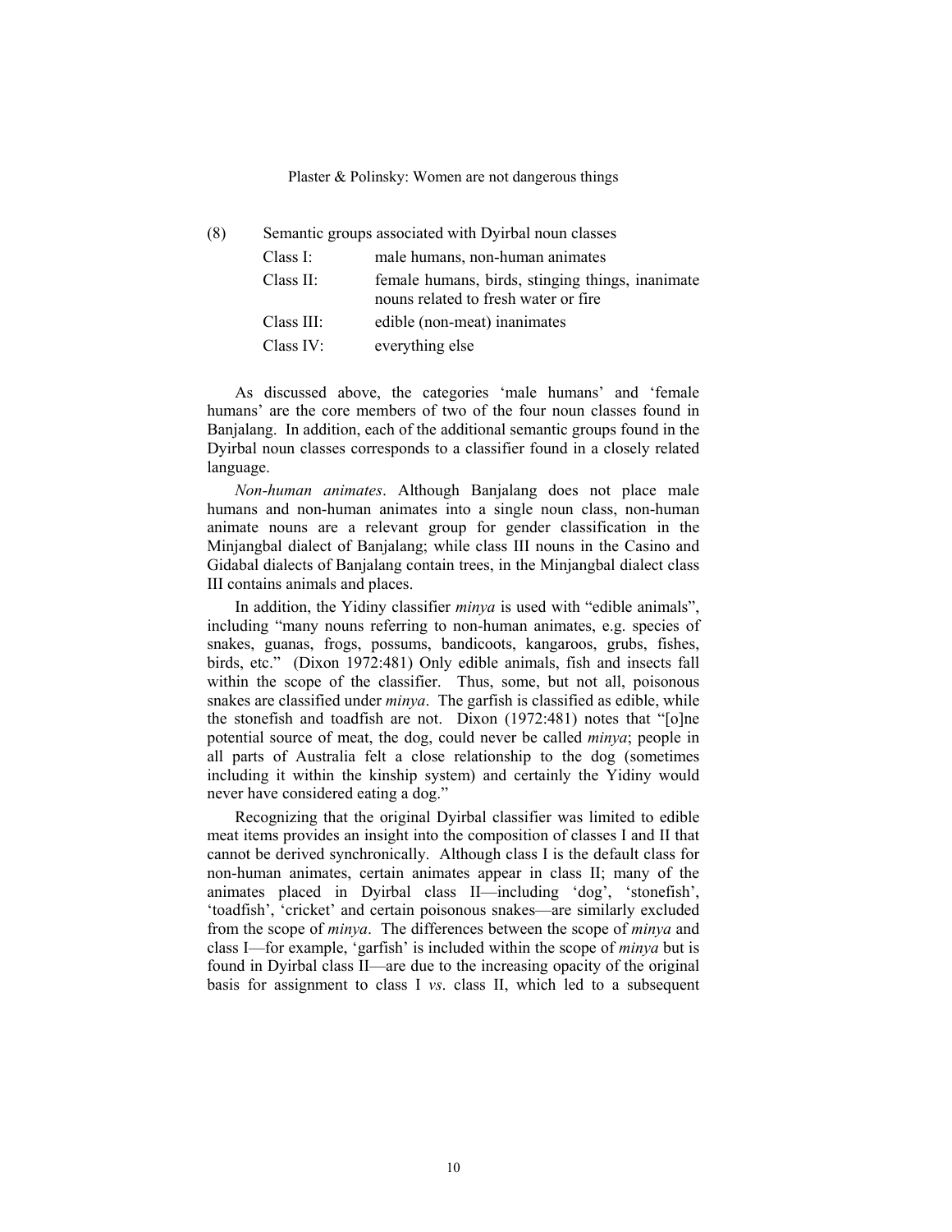(8) Semantic groups associated with Dyirbal noun classes

| | |
|---|---|
| Class I: | male humans, non-human animates |
| Class II: | female humans, birds, stinging things, inanimate nouns related to fresh water or fire |
| Class III: | edible (non-meat) inanimates |
| Class IV: | everything else |

As discussed above, the categories 'male humans' and 'female humans' are the core members of two of the four noun classes found in Banjalang. In addition, each of the additional semantic groups found in the Dyirbal noun classes corresponds to a classifier found in a closely related language.

*Non-human animates*. Although Banjalang does not place male humans and non-human animates into a single noun class, non-human animate nouns are a relevant group for gender classification in the Minjangbal dialect of Banjalang; while class III nouns in the Casino and Gidabal dialects of Banjalang contain trees, in the Minjangbal dialect class III contains animals and places.

In addition, the Yidiny classifier *minya* is used with "edible animals", including "many nouns referring to non-human animates, e.g. species of snakes, guanas, frogs, possums, bandicoots, kangaroos, grubs, fishes, birds, etc." (Dixon 1972:481) Only edible animals, fish and insects fall within the scope of the classifier. Thus, some, but not all, poisonous snakes are classified under *minya*. The garfish is classified as edible, while the stonefish and toadfish are not. Dixon (1972:481) notes that "[o]ne potential source of meat, the dog, could never be called *minya*; people in all parts of Australia felt a close relationship to the dog (sometimes including it within the kinship system) and certainly the Yidiny would never have considered eating a dog."

Recognizing that the original Dyirbal classifier was limited to edible meat items provides an insight into the composition of classes I and II that cannot be derived synchronically. Although class I is the default class for non-human animates, certain animates appear in class II; many of the animates placed in Dyirbal class II—including 'dog', 'stonefish', 'toadfish', 'cricket' and certain poisonous snakes—are similarly excluded from the scope of *minya*. The differences between the scope of *minya* and class I—for example, 'garfish' is included within the scope of *minya* but is found in Dyirbal class II—are due to the increasing opacity of the original basis for assignment to class I *vs*. class II, which led to a subsequent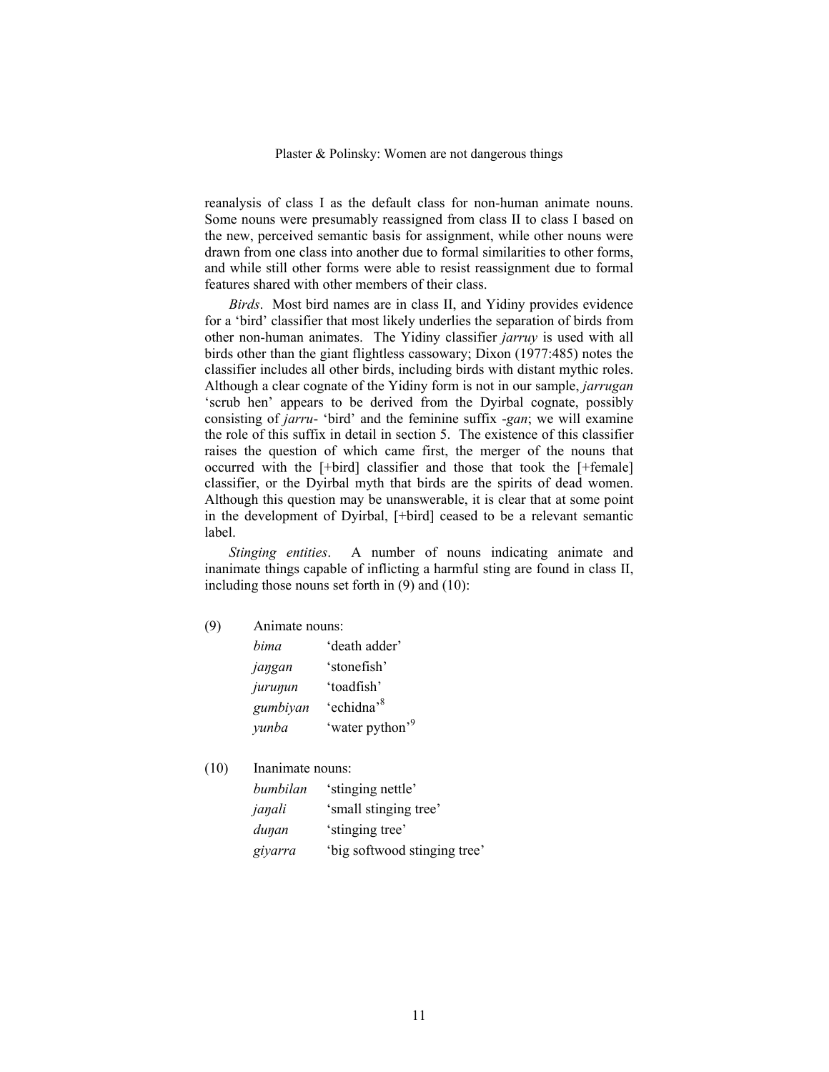reanalysis of class I as the default class for non-human animate nouns. Some nouns were presumably reassigned from class II to class I based on the new, perceived semantic basis for assignment, while other nouns were drawn from one class into another due to formal similarities to other forms, and while still other forms were able to resist reassignment due to formal features shared with other members of their class.

*Birds*. Most bird names are in class II, and Yidiny provides evidence for a 'bird' classifier that most likely underlies the separation of birds from other non-human animates. The Yidiny classifier *jarruy* is used with all birds other than the giant flightless cassowary; Dixon (1977:485) notes the classifier includes all other birds, including birds with distant mythic roles. Although a clear cognate of the Yidiny form is not in our sample, *jarrugan* 'scrub hen' appears to be derived from the Dyirbal cognate, possibly consisting of *jarru-* 'bird' and the feminine suffix *-gan*; we will examine the role of this suffix in detail in section 5. The existence of this classifier raises the question of which came first, the merger of the nouns that occurred with the [+bird] classifier and those that took the [+female] classifier, or the Dyirbal myth that birds are the spirits of dead women. Although this question may be unanswerable, it is clear that at some point in the development of Dyirbal, [+bird] ceased to be a relevant semantic label.

*Stinging entities*. A number of nouns indicating animate and inanimate things capable of inflicting a harmful sting are found in class II, including those nouns set forth in (9) and (10):

(9) Animate nouns:

| | |
|---|---|
| *bima* | 'death adder' |
| *jaŋgan* | 'stonefish' |
| *juruŋun* | 'toadfish' |
| *gumbiyan* | 'echidna'[8] |
| *yunba* | 'water python'[9] |

(10) Inanimate nouns:

| | |
|---|---|
| *bumbilan* | 'stinging nettle' |
| *jaŋali* | 'small stinging tree' |
| *duŋan* | 'stinging tree' |
| *giyarra* | 'big softwood stinging tree' |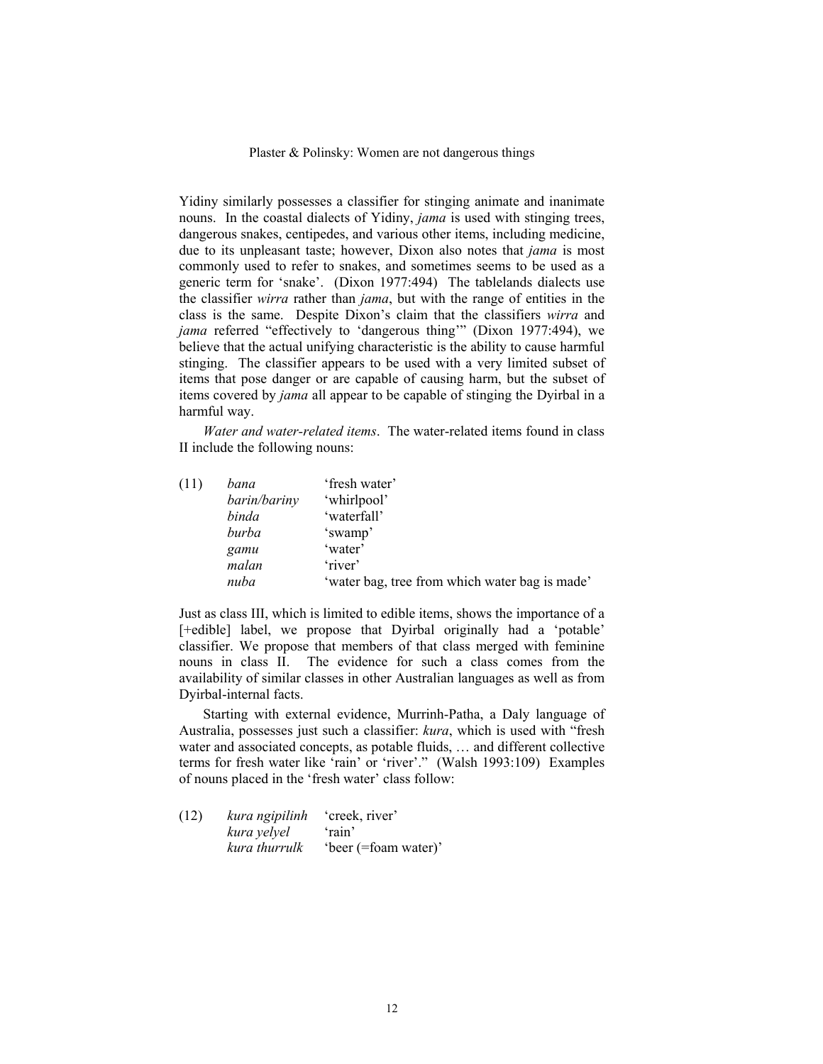Yidiny similarly possesses a classifier for stinging animate and inanimate nouns. In the coastal dialects of Yidiny, *jama* is used with stinging trees, dangerous snakes, centipedes, and various other items, including medicine, due to its unpleasant taste; however, Dixon also notes that *jama* is most commonly used to refer to snakes, and sometimes seems to be used as a generic term for 'snake'. (Dixon 1977:494) The tablelands dialects use the classifier *wirra* rather than *jama*, but with the range of entities in the class is the same. Despite Dixon's claim that the classifiers *wirra* and *jama* referred "effectively to 'dangerous thing'" (Dixon 1977:494), we believe that the actual unifying characteristic is the ability to cause harmful stinging. The classifier appears to be used with a very limited subset of items that pose danger or are capable of causing harm, but the subset of items covered by *jama* all appear to be capable of stinging the Dyirbal in a harmful way.

*Water and water-related items*. The water-related items found in class II include the following nouns:

(11)
| | |
|---|---|
| *bana* | 'fresh water' |
| *barin/bariny* | 'whirlpool' |
| *binda* | 'waterfall' |
| *burba* | 'swamp' |
| *gamu* | 'water' |
| *malan* | 'river' |
| *nuba* | 'water bag, tree from which water bag is made' |

Just as class III, which is limited to edible items, shows the importance of a [+edible] label, we propose that Dyirbal originally had a 'potable' classifier. We propose that members of that class merged with feminine nouns in class II. The evidence for such a class comes from the availability of similar classes in other Australian languages as well as from Dyirbal-internal facts.

Starting with external evidence, Murrinh-Patha, a Daly language of Australia, possesses just such a classifier: *kura*, which is used with "fresh water and associated concepts, as potable fluids, … and different collective terms for fresh water like 'rain' or 'river'." (Walsh 1993:109) Examples of nouns placed in the 'fresh water' class follow:

(12)
| | |
|---|---|
| *kura ngipilinh* | 'creek, river' |
| *kura yelyel* | 'rain' |
| *kura thurrulk* | 'beer (=foam water)' |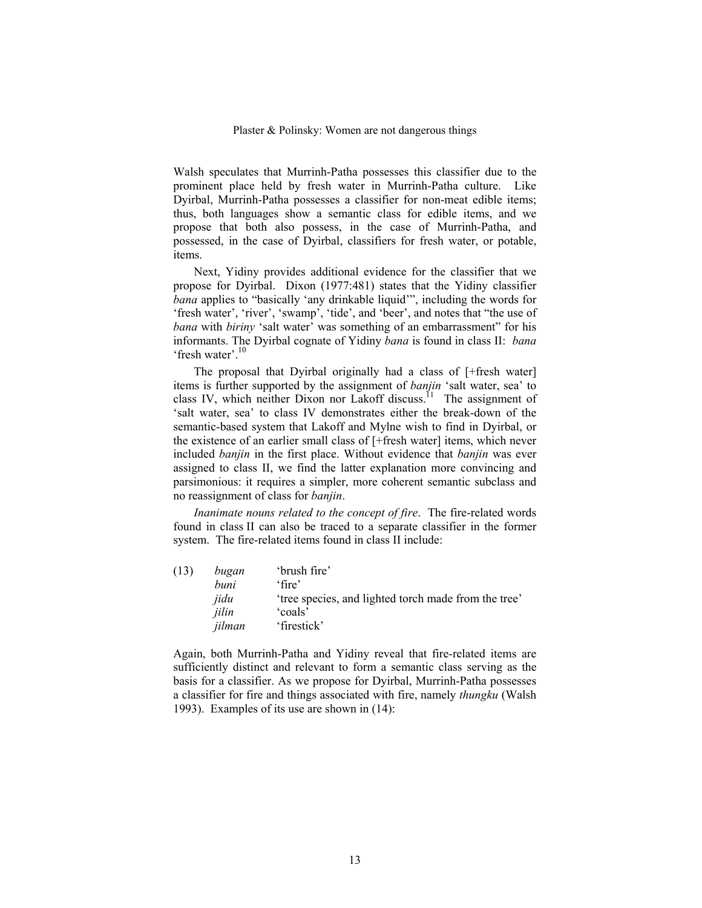Walsh speculates that Murrinh-Patha possesses this classifier due to the prominent place held by fresh water in Murrinh-Patha culture. Like Dyirbal, Murrinh-Patha possesses a classifier for non-meat edible items; thus, both languages show a semantic class for edible items, and we propose that both also possess, in the case of Murrinh-Patha, and possessed, in the case of Dyirbal, classifiers for fresh water, or potable, items.

Next, Yidiny provides additional evidence for the classifier that we propose for Dyirbal. Dixon (1977:481) states that the Yidiny classifier *bana* applies to "basically 'any drinkable liquid'", including the words for 'fresh water', 'river', 'swamp', 'tide', and 'beer', and notes that "the use of *bana* with *biriny* 'salt water' was something of an embarrassment" for his informants. The Dyirbal cognate of Yidiny *bana* is found in class II: *bana* 'fresh water'.[10]

The proposal that Dyirbal originally had a class of [+fresh water] items is further supported by the assignment of *banjin* 'salt water, sea' to class IV, which neither Dixon nor Lakoff discuss.[11] The assignment of 'salt water, sea' to class IV demonstrates either the break-down of the semantic-based system that Lakoff and Mylne wish to find in Dyirbal, or the existence of an earlier small class of [+fresh water] items, which never included *banjin* in the first place. Without evidence that *banjin* was ever assigned to class II, we find the latter explanation more convincing and parsimonious: it requires a simpler, more coherent semantic subclass and no reassignment of class for *banjin*.

*Inanimate nouns related to the concept of fire*. The fire-related words found in class II can also be traced to a separate classifier in the former system. The fire-related items found in class II include:

(13)
| | |
|---|---|
| *bugan* | 'brush fire' |
| *buni* | 'fire' |
| *jidu* | 'tree species, and lighted torch made from the tree' |
| *jilin* | 'coals' |
| *jilman* | 'firestick' |

Again, both Murrinh-Patha and Yidiny reveal that fire-related items are sufficiently distinct and relevant to form a semantic class serving as the basis for a classifier. As we propose for Dyirbal, Murrinh-Patha possesses a classifier for fire and things associated with fire, namely *thungku* (Walsh 1993). Examples of its use are shown in (14):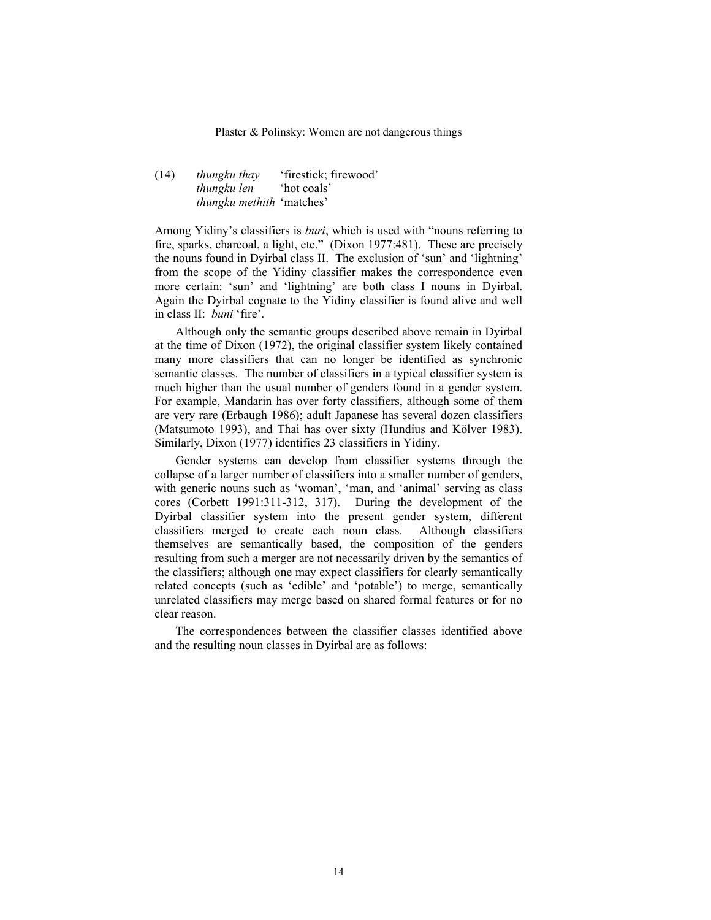(14) *thungku thay* 'firestick; firewood'
*thungku len* 'hot coals'
*thungku methith* 'matches'

Among Yidiny's classifiers is *buri*, which is used with "nouns referring to fire, sparks, charcoal, a light, etc." (Dixon 1977:481). These are precisely the nouns found in Dyirbal class II. The exclusion of 'sun' and 'lightning' from the scope of the Yidiny classifier makes the correspondence even more certain: 'sun' and 'lightning' are both class I nouns in Dyirbal. Again the Dyirbal cognate to the Yidiny classifier is found alive and well in class II: *buni* 'fire'.

Although only the semantic groups described above remain in Dyirbal at the time of Dixon (1972), the original classifier system likely contained many more classifiers that can no longer be identified as synchronic semantic classes. The number of classifiers in a typical classifier system is much higher than the usual number of genders found in a gender system. For example, Mandarin has over forty classifiers, although some of them are very rare (Erbaugh 1986); adult Japanese has several dozen classifiers (Matsumoto 1993), and Thai has over sixty (Hundius and Kölver 1983). Similarly, Dixon (1977) identifies 23 classifiers in Yidiny.

Gender systems can develop from classifier systems through the collapse of a larger number of classifiers into a smaller number of genders, with generic nouns such as 'woman', 'man, and 'animal' serving as class cores (Corbett 1991:311-312, 317). During the development of the Dyirbal classifier system into the present gender system, different classifiers merged to create each noun class. Although classifiers themselves are semantically based, the composition of the genders resulting from such a merger are not necessarily driven by the semantics of the classifiers; although one may expect classifiers for clearly semantically related concepts (such as 'edible' and 'potable') to merge, semantically unrelated classifiers may merge based on shared formal features or for no clear reason.

The correspondences between the classifier classes identified above and the resulting noun classes in Dyirbal are as follows: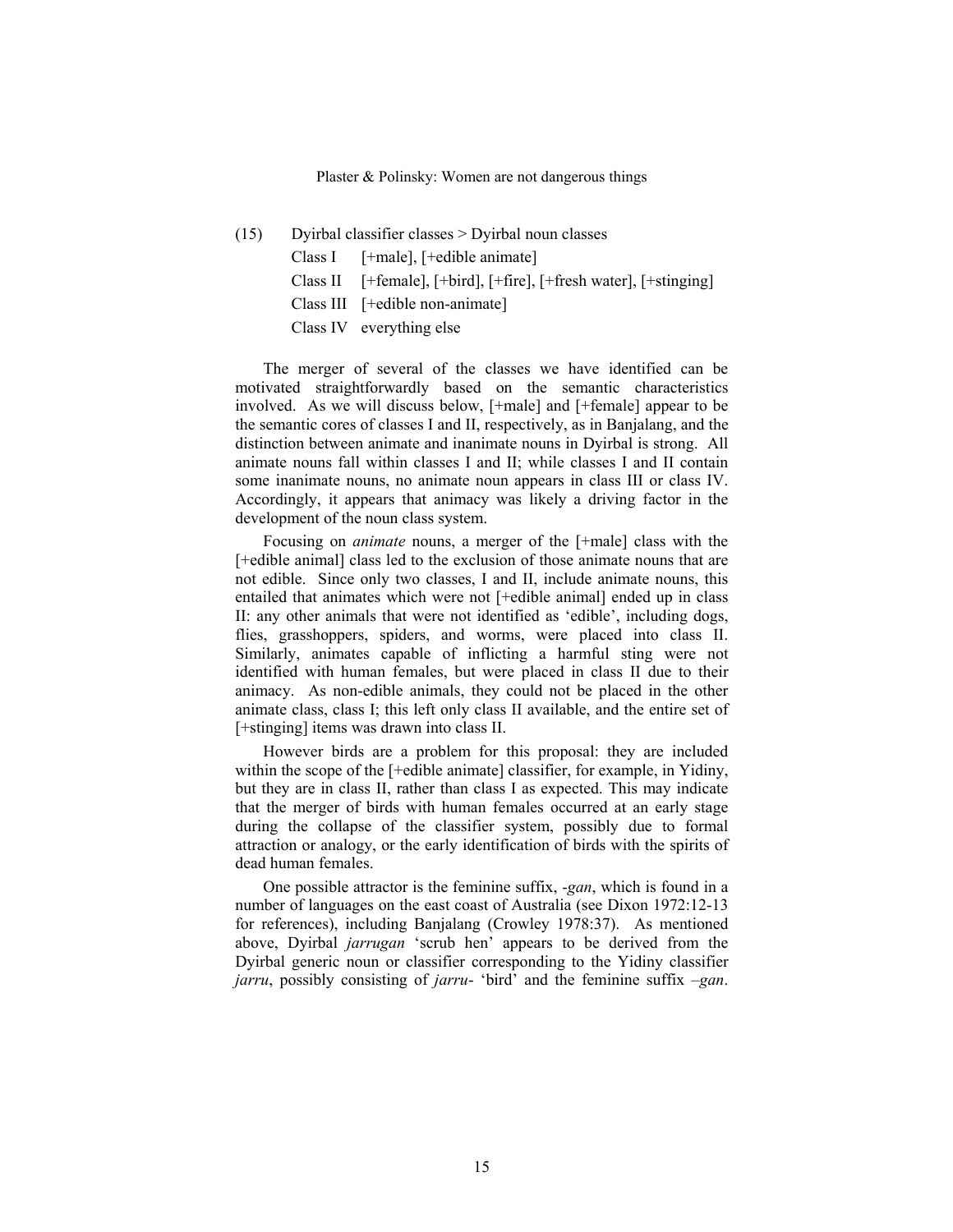(15) Dyirbal classifier classes > Dyirbal noun classes

Class I [+male], [+edible animate]

Class II [+female], [+bird], [+fire], [+fresh water], [+stinging]

Class III [+edible non-animate]

Class IV everything else

The merger of several of the classes we have identified can be motivated straightforwardly based on the semantic characteristics involved. As we will discuss below, [+male] and [+female] appear to be the semantic cores of classes I and II, respectively, as in Banjalang, and the distinction between animate and inanimate nouns in Dyirbal is strong. All animate nouns fall within classes I and II; while classes I and II contain some inanimate nouns, no animate noun appears in class III or class IV. Accordingly, it appears that animacy was likely a driving factor in the development of the noun class system.

Focusing on *animate* nouns, a merger of the [+male] class with the [+edible animal] class led to the exclusion of those animate nouns that are not edible. Since only two classes, I and II, include animate nouns, this entailed that animates which were not [+edible animal] ended up in class II: any other animals that were not identified as 'edible', including dogs, flies, grasshoppers, spiders, and worms, were placed into class II. Similarly, animates capable of inflicting a harmful sting were not identified with human females, but were placed in class II due to their animacy. As non-edible animals, they could not be placed in the other animate class, class I; this left only class II available, and the entire set of [+stinging] items was drawn into class II.

However birds are a problem for this proposal: they are included within the scope of the [+edible animate] classifier, for example, in Yidiny, but they are in class II, rather than class I as expected. This may indicate that the merger of birds with human females occurred at an early stage during the collapse of the classifier system, possibly due to formal attraction or analogy, or the early identification of birds with the spirits of dead human females.

One possible attractor is the feminine suffix, -*gan*, which is found in a number of languages on the east coast of Australia (see Dixon 1972:12-13 for references), including Banjalang (Crowley 1978:37). As mentioned above, Dyirbal *jarrugan* 'scrub hen' appears to be derived from the Dyirbal generic noun or classifier corresponding to the Yidiny classifier *jarru*, possibly consisting of *jarru-* 'bird' and the feminine suffix *–gan*.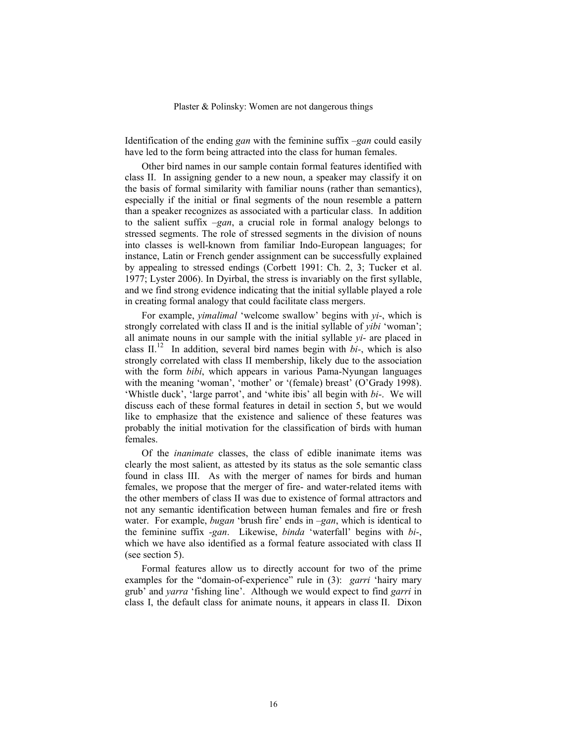Identification of the ending *gan* with the feminine suffix –*gan* could easily have led to the form being attracted into the class for human females.

Other bird names in our sample contain formal features identified with class II. In assigning gender to a new noun, a speaker may classify it on the basis of formal similarity with familiar nouns (rather than semantics), especially if the initial or final segments of the noun resemble a pattern than a speaker recognizes as associated with a particular class. In addition to the salient suffix –*gan*, a crucial role in formal analogy belongs to stressed segments. The role of stressed segments in the division of nouns into classes is well-known from familiar Indo-European languages; for instance, Latin or French gender assignment can be successfully explained by appealing to stressed endings (Corbett 1991: Ch. 2, 3; Tucker et al. 1977; Lyster 2006). In Dyirbal, the stress is invariably on the first syllable, and we find strong evidence indicating that the initial syllable played a role in creating formal analogy that could facilitate class mergers.

For example, *yimalimal* 'welcome swallow' begins with *yi*-, which is strongly correlated with class II and is the initial syllable of *yibi* 'woman'; all animate nouns in our sample with the initial syllable *yi*- are placed in class II.[12] In addition, several bird names begin with *bi*-, which is also strongly correlated with class II membership, likely due to the association with the form *bibi*, which appears in various Pama-Nyungan languages with the meaning 'woman', 'mother' or '(female) breast' (O'Grady 1998). 'Whistle duck', 'large parrot', and 'white ibis' all begin with *bi*-. We will discuss each of these formal features in detail in section 5, but we would like to emphasize that the existence and salience of these features was probably the initial motivation for the classification of birds with human females.

Of the *inanimate* classes, the class of edible inanimate items was clearly the most salient, as attested by its status as the sole semantic class found in class III. As with the merger of names for birds and human females, we propose that the merger of fire- and water-related items with the other members of class II was due to existence of formal attractors and not any semantic identification between human females and fire or fresh water. For example, *bugan* 'brush fire' ends in –*gan*, which is identical to the feminine suffix -*gan*. Likewise, *binda* 'waterfall' begins with *bi*-, which we have also identified as a formal feature associated with class II (see section 5).

Formal features allow us to directly account for two of the prime examples for the "domain-of-experience" rule in (3): *garri* 'hairy mary grub' and *yarra* 'fishing line'. Although we would expect to find *garri* in class I, the default class for animate nouns, it appears in class II. Dixon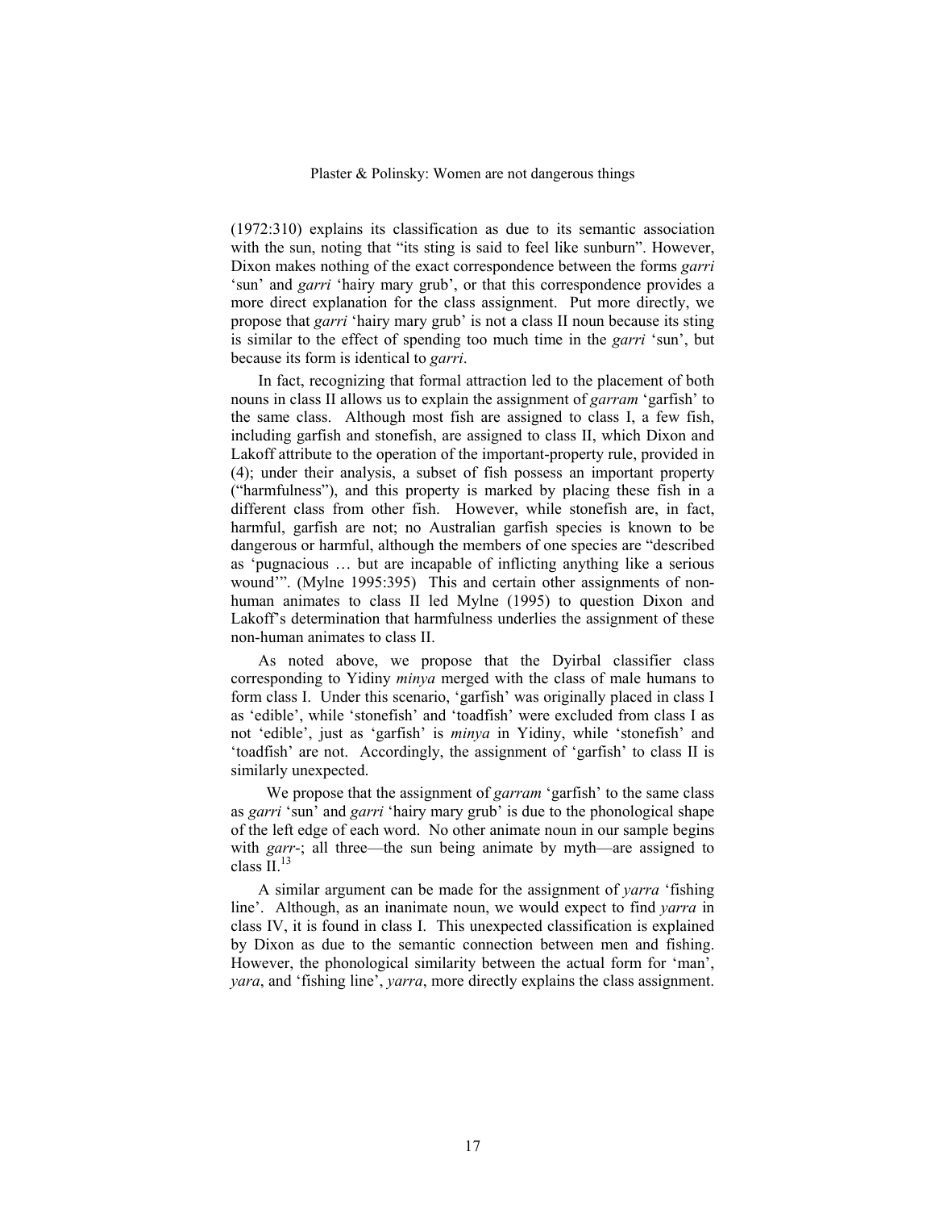(1972:310) explains its classification as due to its semantic association with the sun, noting that "its sting is said to feel like sunburn". However, Dixon makes nothing of the exact correspondence between the forms *garri* 'sun' and *garri* 'hairy mary grub', or that this correspondence provides a more direct explanation for the class assignment. Put more directly, we propose that *garri* 'hairy mary grub' is not a class II noun because its sting is similar to the effect of spending too much time in the *garri* 'sun', but because its form is identical to *garri*.

In fact, recognizing that formal attraction led to the placement of both nouns in class II allows us to explain the assignment of *garram* 'garfish' to the same class. Although most fish are assigned to class I, a few fish, including garfish and stonefish, are assigned to class II, which Dixon and Lakoff attribute to the operation of the important-property rule, provided in (4); under their analysis, a subset of fish possess an important property ("harmfulness"), and this property is marked by placing these fish in a different class from other fish. However, while stonefish are, in fact, harmful, garfish are not; no Australian garfish species is known to be dangerous or harmful, although the members of one species are "described as 'pugnacious … but are incapable of inflicting anything like a serious wound'". (Mylne 1995:395) This and certain other assignments of non-human animates to class II led Mylne (1995) to question Dixon and Lakoff's determination that harmfulness underlies the assignment of these non-human animates to class II.

As noted above, we propose that the Dyirbal classifier class corresponding to Yidiny *minya* merged with the class of male humans to form class I. Under this scenario, 'garfish' was originally placed in class I as 'edible', while 'stonefish' and 'toadfish' were excluded from class I as not 'edible', just as 'garfish' is *minya* in Yidiny, while 'stonefish' and 'toadfish' are not. Accordingly, the assignment of 'garfish' to class II is similarly unexpected.

We propose that the assignment of *garram* 'garfish' to the same class as *garri* 'sun' and *garri* 'hairy mary grub' is due to the phonological shape of the left edge of each word. No other animate noun in our sample begins with *garr*-; all three—the sun being animate by myth—are assigned to class II.[13]

A similar argument can be made for the assignment of *yarra* 'fishing line'. Although, as an inanimate noun, we would expect to find *yarra* in class IV, it is found in class I. This unexpected classification is explained by Dixon as due to the semantic connection between men and fishing. However, the phonological similarity between the actual form for 'man', *yara*, and 'fishing line', *yarra*, more directly explains the class assignment.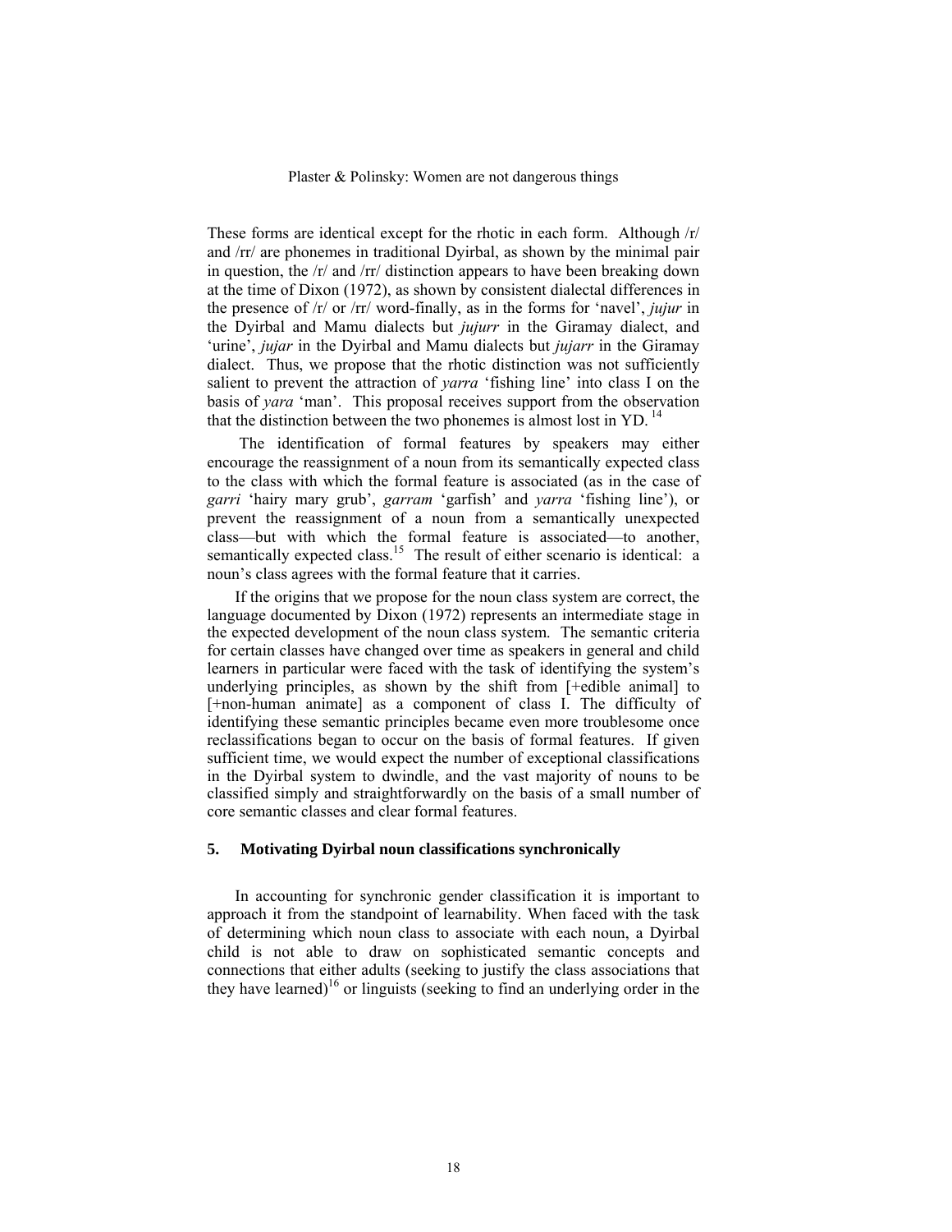These forms are identical except for the rhotic in each form. Although /r/ and /rr/ are phonemes in traditional Dyirbal, as shown by the minimal pair in question, the /r/ and /rr/ distinction appears to have been breaking down at the time of Dixon (1972), as shown by consistent dialectal differences in the presence of /r/ or /rr/ word-finally, as in the forms for 'navel', *jujur* in the Dyirbal and Mamu dialects but *jujurr* in the Giramay dialect, and 'urine', *jujar* in the Dyirbal and Mamu dialects but *jujarr* in the Giramay dialect. Thus, we propose that the rhotic distinction was not sufficiently salient to prevent the attraction of *yarra* 'fishing line' into class I on the basis of *yara* 'man'. This proposal receives support from the observation that the distinction between the two phonemes is almost lost in YD. [14]

The identification of formal features by speakers may either encourage the reassignment of a noun from its semantically expected class to the class with which the formal feature is associated (as in the case of *garri* 'hairy mary grub', *garram* 'garfish' and *yarra* 'fishing line'), or prevent the reassignment of a noun from a semantically unexpected class—but with which the formal feature is associated—to another, semantically expected class.[15] The result of either scenario is identical: a noun's class agrees with the formal feature that it carries.

If the origins that we propose for the noun class system are correct, the language documented by Dixon (1972) represents an intermediate stage in the expected development of the noun class system. The semantic criteria for certain classes have changed over time as speakers in general and child learners in particular were faced with the task of identifying the system's underlying principles, as shown by the shift from [+edible animal] to [+non-human animate] as a component of class I. The difficulty of identifying these semantic principles became even more troublesome once reclassifications began to occur on the basis of formal features. If given sufficient time, we would expect the number of exceptional classifications in the Dyirbal system to dwindle, and the vast majority of nouns to be classified simply and straightforwardly on the basis of a small number of core semantic classes and clear formal features.

## 5. Motivating Dyirbal noun classifications synchronically

In accounting for synchronic gender classification it is important to approach it from the standpoint of learnability. When faced with the task of determining which noun class to associate with each noun, a Dyirbal child is not able to draw on sophisticated semantic concepts and connections that either adults (seeking to justify the class associations that they have learned)[16] or linguists (seeking to find an underlying order in the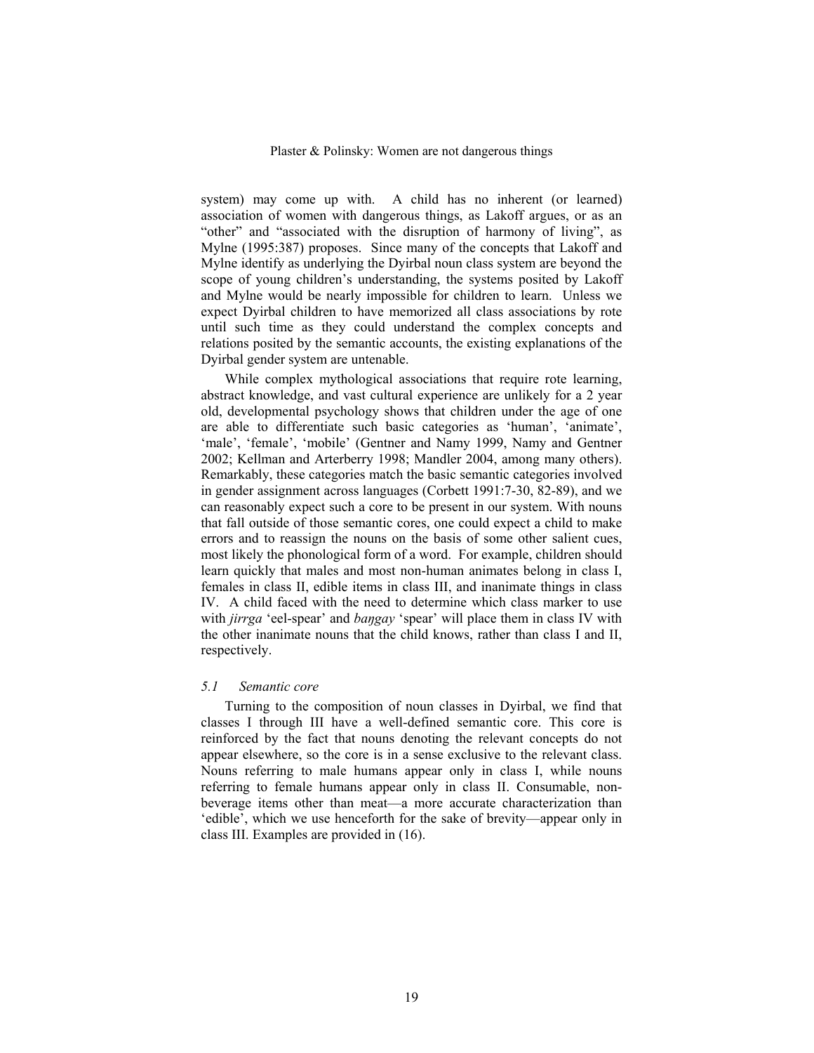system) may come up with. A child has no inherent (or learned) association of women with dangerous things, as Lakoff argues, or as an "other" and "associated with the disruption of harmony of living", as Mylne (1995:387) proposes. Since many of the concepts that Lakoff and Mylne identify as underlying the Dyirbal noun class system are beyond the scope of young children's understanding, the systems posited by Lakoff and Mylne would be nearly impossible for children to learn. Unless we expect Dyirbal children to have memorized all class associations by rote until such time as they could understand the complex concepts and relations posited by the semantic accounts, the existing explanations of the Dyirbal gender system are untenable.

While complex mythological associations that require rote learning, abstract knowledge, and vast cultural experience are unlikely for a 2 year old, developmental psychology shows that children under the age of one are able to differentiate such basic categories as 'human', 'animate', 'male', 'female', 'mobile' (Gentner and Namy 1999, Namy and Gentner 2002; Kellman and Arterberry 1998; Mandler 2004, among many others). Remarkably, these categories match the basic semantic categories involved in gender assignment across languages (Corbett 1991:7-30, 82-89), and we can reasonably expect such a core to be present in our system. With nouns that fall outside of those semantic cores, one could expect a child to make errors and to reassign the nouns on the basis of some other salient cues, most likely the phonological form of a word. For example, children should learn quickly that males and most non-human animates belong in class I, females in class II, edible items in class III, and inanimate things in class IV. A child faced with the need to determine which class marker to use with *jirrga* 'eel-spear' and *baŋgay* 'spear' will place them in class IV with the other inanimate nouns that the child knows, rather than class I and II, respectively.

### *5.1 Semantic core*

Turning to the composition of noun classes in Dyirbal, we find that classes I through III have a well-defined semantic core. This core is reinforced by the fact that nouns denoting the relevant concepts do not appear elsewhere, so the core is in a sense exclusive to the relevant class. Nouns referring to male humans appear only in class I, while nouns referring to female humans appear only in class II. Consumable, non-beverage items other than meat—a more accurate characterization than 'edible', which we use henceforth for the sake of brevity—appear only in class III. Examples are provided in (16).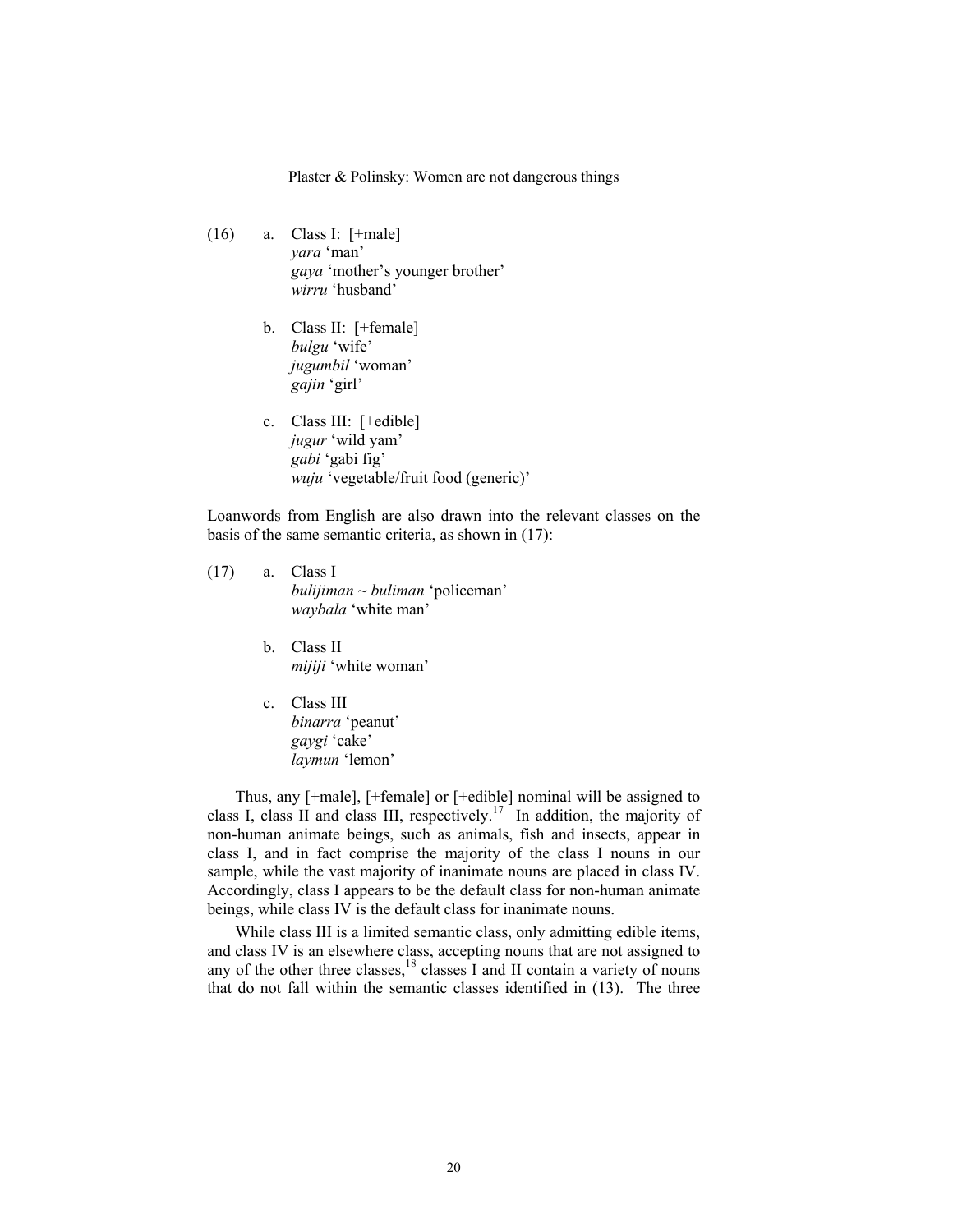(16)
a. Class I: [+male]
   *yara* 'man'
   *gaya* 'mother's younger brother'
   *wirru* 'husband'

b. Class II: [+female]
   *bulgu* 'wife'
   *jugumbil* 'woman'
   *gajin* 'girl'

c. Class III: [+edible]
   *jugur* 'wild yam'
   *gabi* 'gabi fig'
   *wuju* 'vegetable/fruit food (generic)'

Loanwords from English are also drawn into the relevant classes on the basis of the same semantic criteria, as shown in (17):

(17)
a. Class I
   *bulijiman* ~ *buliman* 'policeman'
   *waybala* 'white man'

b. Class II
   *mijiji* 'white woman'

c. Class III
   *binarra* 'peanut'
   *gaygi* 'cake'
   *laymun* 'lemon'

Thus, any [+male], [+female] or [+edible] nominal will be assigned to class I, class II and class III, respectively.[17] In addition, the majority of non-human animate beings, such as animals, fish and insects, appear in class I, and in fact comprise the majority of the class I nouns in our sample, while the vast majority of inanimate nouns are placed in class IV. Accordingly, class I appears to be the default class for non-human animate beings, while class IV is the default class for inanimate nouns.

While class III is a limited semantic class, only admitting edible items, and class IV is an elsewhere class, accepting nouns that are not assigned to any of the other three classes,[18] classes I and II contain a variety of nouns that do not fall within the semantic classes identified in (13). The three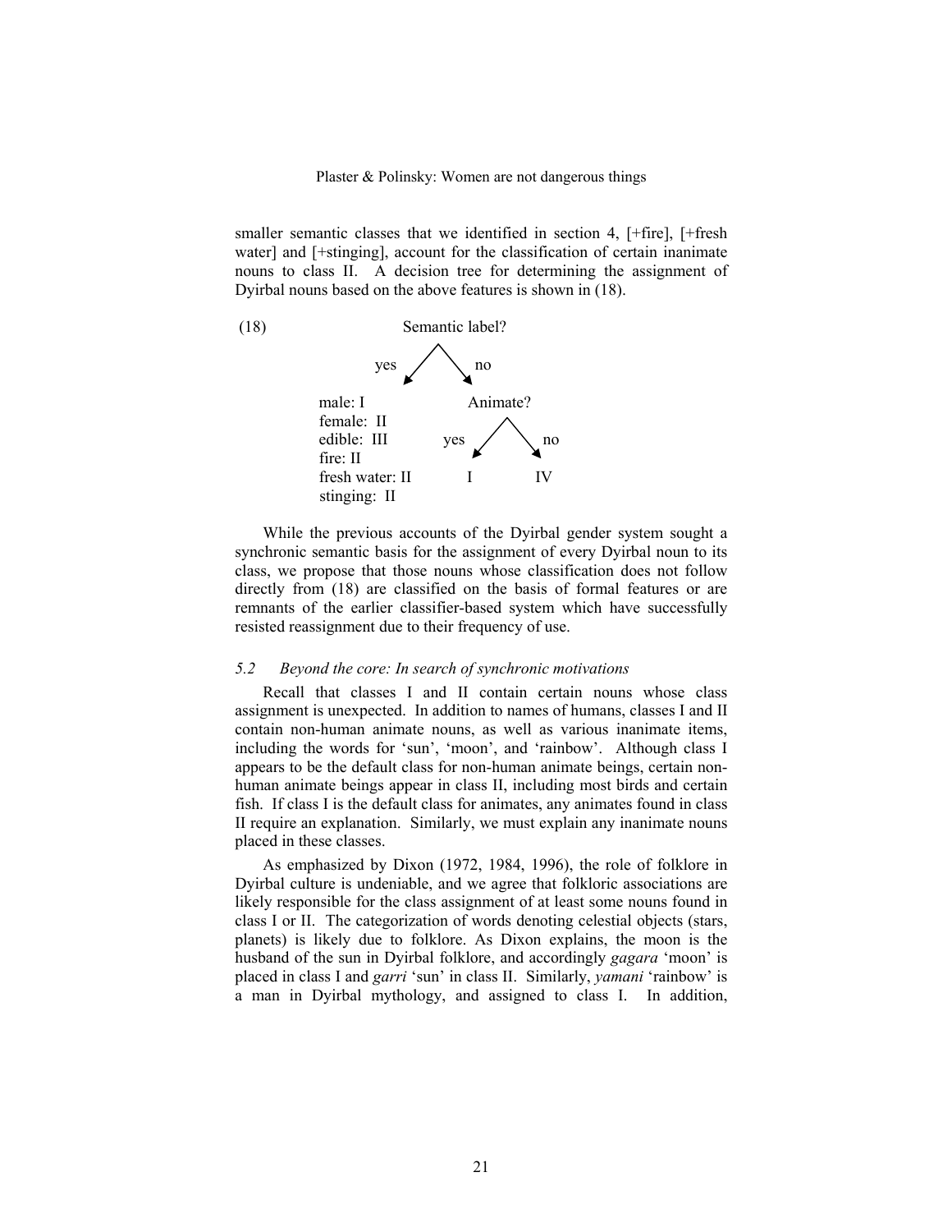smaller semantic classes that we identified in section 4, [+fire], [+fresh water] and [+stinging], account for the classification of certain inanimate nouns to class II. A decision tree for determining the assignment of Dyirbal nouns based on the above features is shown in (18).

(18)

```
                    Semantic label?
                  yes /         \ no
                     v           v
        male: I                  Animate?
        female: II            yes /     \ no
        edible: III              v       v
        fire: II                 I       IV
        fresh water: II
        stinging: II
```

While the previous accounts of the Dyirbal gender system sought a synchronic semantic basis for the assignment of every Dyirbal noun to its class, we propose that those nouns whose classification does not follow directly from (18) are classified on the basis of formal features or are remnants of the earlier classifier-based system which have successfully resisted reassignment due to their frequency of use.

### *5.2 Beyond the core: In search of synchronic motivations*

Recall that classes I and II contain certain nouns whose class assignment is unexpected. In addition to names of humans, classes I and II contain non-human animate nouns, as well as various inanimate items, including the words for 'sun', 'moon', and 'rainbow'. Although class I appears to be the default class for non-human animate beings, certain non-human animate beings appear in class II, including most birds and certain fish. If class I is the default class for animates, any animates found in class II require an explanation. Similarly, we must explain any inanimate nouns placed in these classes.

As emphasized by Dixon (1972, 1984, 1996), the role of folklore in Dyirbal culture is undeniable, and we agree that folkloric associations are likely responsible for the class assignment of at least some nouns found in class I or II. The categorization of words denoting celestial objects (stars, planets) is likely due to folklore. As Dixon explains, the moon is the husband of the sun in Dyirbal folklore, and accordingly *gagara* 'moon' is placed in class I and *garri* 'sun' in class II. Similarly, *yamani* 'rainbow' is a man in Dyirbal mythology, and assigned to class I. In addition,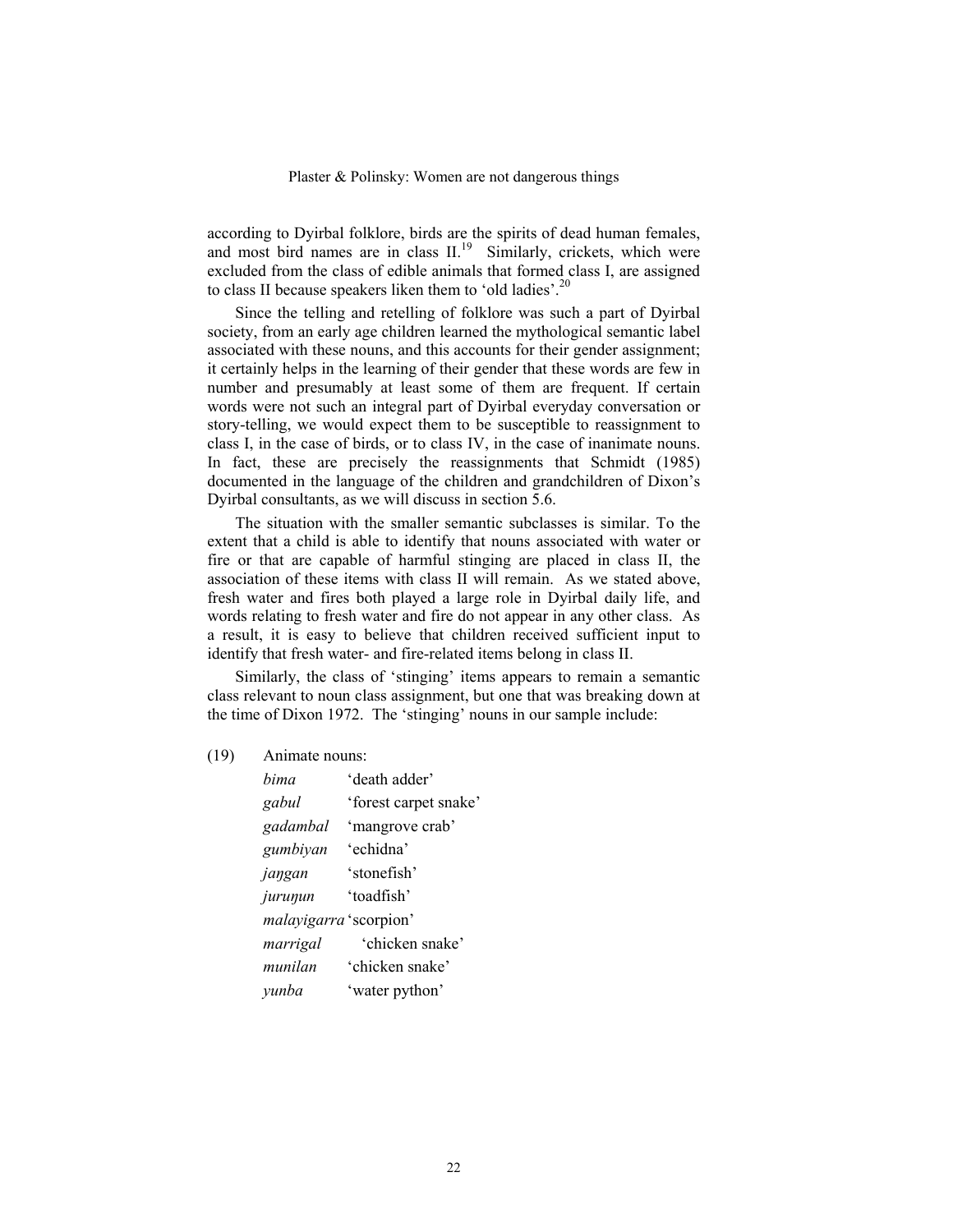according to Dyirbal folklore, birds are the spirits of dead human females, and most bird names are in class II.[19] Similarly, crickets, which were excluded from the class of edible animals that formed class I, are assigned to class II because speakers liken them to 'old ladies'.[20]

Since the telling and retelling of folklore was such a part of Dyirbal society, from an early age children learned the mythological semantic label associated with these nouns, and this accounts for their gender assignment; it certainly helps in the learning of their gender that these words are few in number and presumably at least some of them are frequent. If certain words were not such an integral part of Dyirbal everyday conversation or story-telling, we would expect them to be susceptible to reassignment to class I, in the case of birds, or to class IV, in the case of inanimate nouns. In fact, these are precisely the reassignments that Schmidt (1985) documented in the language of the children and grandchildren of Dixon's Dyirbal consultants, as we will discuss in section 5.6.

The situation with the smaller semantic subclasses is similar. To the extent that a child is able to identify that nouns associated with water or fire or that are capable of harmful stinging are placed in class II, the association of these items with class II will remain. As we stated above, fresh water and fires both played a large role in Dyirbal daily life, and words relating to fresh water and fire do not appear in any other class. As a result, it is easy to believe that children received sufficient input to identify that fresh water- and fire-related items belong in class II.

Similarly, the class of 'stinging' items appears to remain a semantic class relevant to noun class assignment, but one that was breaking down at the time of Dixon 1972. The 'stinging' nouns in our sample include:

(19) Animate nouns:

| | |
|---|---|
| *bima* | 'death adder' |
| *gabul* | 'forest carpet snake' |
| *gadambal* | 'mangrove crab' |
| *gumbiyan* | 'echidna' |
| *jaŋgan* | 'stonefish' |
| *juruŋun* | 'toadfish' |
| *malayigarra* | 'scorpion' |
| *marrigal* | 'chicken snake' |
| *munilan* | 'chicken snake' |
| *yunba* | 'water python' |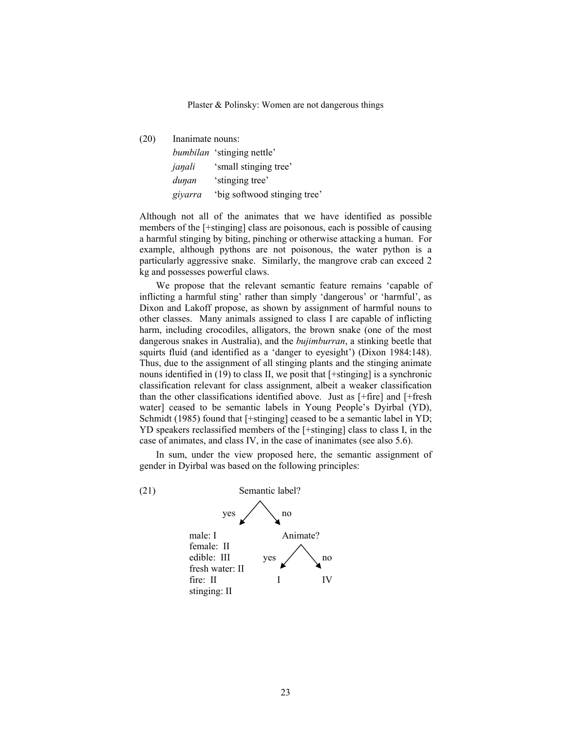(20) Inanimate nouns:

*bumbilan* 'stinging nettle'
*jaŋali* 'small stinging tree'
*duŋan* 'stinging tree'
*giyarra* 'big softwood stinging tree'

Although not all of the animates that we have identified as possible members of the [+stinging] class are poisonous, each is possible of causing a harmful stinging by biting, pinching or otherwise attacking a human. For example, although pythons are not poisonous, the water python is a particularly aggressive snake. Similarly, the mangrove crab can exceed 2 kg and possesses powerful claws.

We propose that the relevant semantic feature remains 'capable of inflicting a harmful sting' rather than simply 'dangerous' or 'harmful', as Dixon and Lakoff propose, as shown by assignment of harmful nouns to other classes. Many animals assigned to class I are capable of inflicting harm, including crocodiles, alligators, the brown snake (one of the most dangerous snakes in Australia), and the *bujimburran*, a stinking beetle that squirts fluid (and identified as a 'danger to eyesight') (Dixon 1984:148). Thus, due to the assignment of all stinging plants and the stinging animate nouns identified in (19) to class II, we posit that [+stinging] is a synchronic classification relevant for class assignment, albeit a weaker classification than the other classifications identified above. Just as [+fire] and [+fresh water] ceased to be semantic labels in Young People's Dyirbal (YD), Schmidt (1985) found that [+stinging] ceased to be a semantic label in YD; YD speakers reclassified members of the [+stinging] class to class I, in the case of animates, and class IV, in the case of inanimates (see also 5.6).

In sum, under the view proposed here, the semantic assignment of gender in Dyirbal was based on the following principles:

(21)

```
                 Semantic label?
              yes /          \ no
                 v            v
   male: I                 Animate?
   female: II           yes /    \ no
   edible: III             v      v
   fresh water: II         I      IV
   fire: II
   stinging: II
```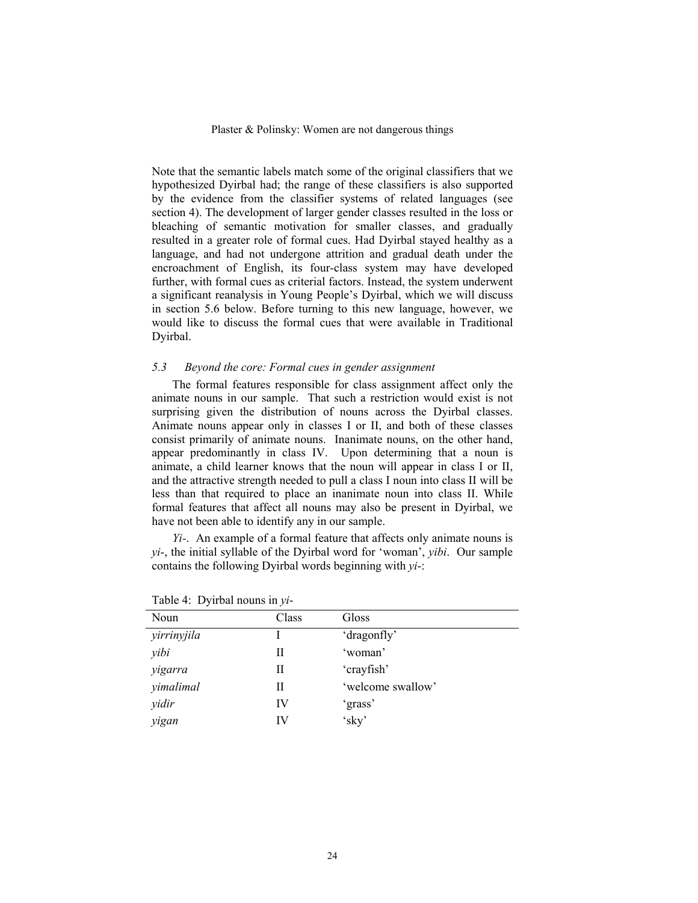Note that the semantic labels match some of the original classifiers that we hypothesized Dyirbal had; the range of these classifiers is also supported by the evidence from the classifier systems of related languages (see section 4). The development of larger gender classes resulted in the loss or bleaching of semantic motivation for smaller classes, and gradually resulted in a greater role of formal cues. Had Dyirbal stayed healthy as a language, and had not undergone attrition and gradual death under the encroachment of English, its four-class system may have developed further, with formal cues as criterial factors. Instead, the system underwent a significant reanalysis in Young People's Dyirbal, which we will discuss in section 5.6 below. Before turning to this new language, however, we would like to discuss the formal cues that were available in Traditional Dyirbal.

### *5.3 Beyond the core: Formal cues in gender assignment*

The formal features responsible for class assignment affect only the animate nouns in our sample. That such a restriction would exist is not surprising given the distribution of nouns across the Dyirbal classes. Animate nouns appear only in classes I or II, and both of these classes consist primarily of animate nouns. Inanimate nouns, on the other hand, appear predominantly in class IV. Upon determining that a noun is animate, a child learner knows that the noun will appear in class I or II, and the attractive strength needed to pull a class I noun into class II will be less than that required to place an inanimate noun into class II. While formal features that affect all nouns may also be present in Dyirbal, we have not been able to identify any in our sample.

*Yi-*. An example of a formal feature that affects only animate nouns is *yi-*, the initial syllable of the Dyirbal word for 'woman', *yibi*. Our sample contains the following Dyirbal words beginning with *yi-*:

Table 4: Dyirbal nouns in *yi-*

| Noun | Class | Gloss |
|---|---|---|
| *yirrinyjila* | I | 'dragonfly' |
| *yibi* | II | 'woman' |
| *yigarra* | II | 'crayfish' |
| *yimalimal* | II | 'welcome swallow' |
| *yidir* | IV | 'grass' |
| *yigan* | IV | 'sky' |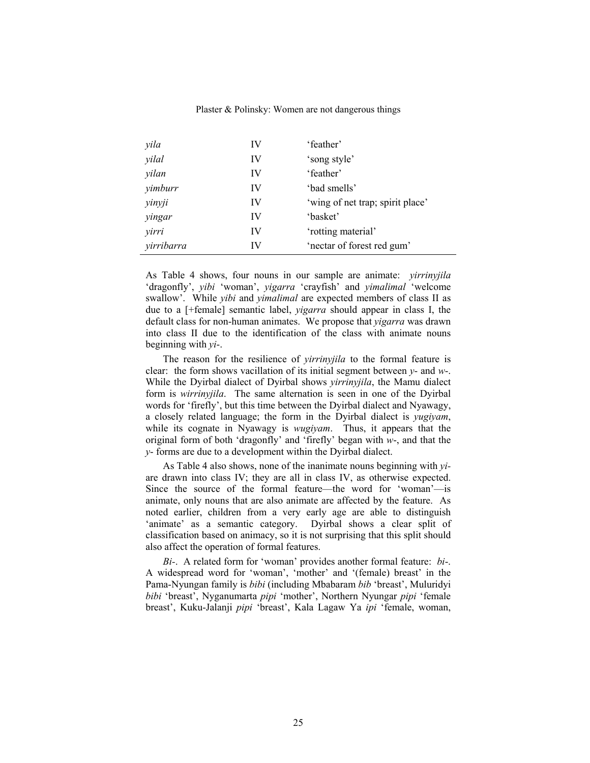| | | |
|---|---|---|
| *yila* | IV | 'feather' |
| *yilal* | IV | 'song style' |
| *yilan* | IV | 'feather' |
| *yimburr* | IV | 'bad smells' |
| *yinyji* | IV | 'wing of net trap; spirit place' |
| *yingar* | IV | 'basket' |
| *yirri* | IV | 'rotting material' |
| *yirribarra* | IV | 'nectar of forest red gum' |

As Table 4 shows, four nouns in our sample are animate: *yirrinyjila* 'dragonfly', *yibi* 'woman', *yigarra* 'crayfish' and *yimalimal* 'welcome swallow'. While *yibi* and *yimalimal* are expected members of class II as due to a [+female] semantic label, *yigarra* should appear in class I, the default class for non-human animates. We propose that *yigarra* was drawn into class II due to the identification of the class with animate nouns beginning with *yi-*.

The reason for the resilience of *yirrinyjila* to the formal feature is clear: the form shows vacillation of its initial segment between *y-* and *w-*. While the Dyirbal dialect of Dyirbal shows *yirrinyjila*, the Mamu dialect form is *wirrinyjila*. The same alternation is seen in one of the Dyirbal words for 'firefly', but this time between the Dyirbal dialect and Nyawagy, a closely related language; the form in the Dyirbal dialect is *yugiyam*, while its cognate in Nyawagy is *wugiyam*. Thus, it appears that the original form of both 'dragonfly' and 'firefly' began with *w-*, and that the *y-* forms are due to a development within the Dyirbal dialect.

As Table 4 also shows, none of the inanimate nouns beginning with *yi-* are drawn into class IV; they are all in class IV, as otherwise expected. Since the source of the formal feature—the word for 'woman'—is animate, only nouns that are also animate are affected by the feature. As noted earlier, children from a very early age are able to distinguish 'animate' as a semantic category. Dyirbal shows a clear split of classification based on animacy, so it is not surprising that this split should also affect the operation of formal features.

*Bi-*. A related form for 'woman' provides another formal feature: *bi-*. A widespread word for 'woman', 'mother' and '(female) breast' in the Pama-Nyungan family is *bibi* (including Mbabaram *bib* 'breast', Muluridyi *bibi* 'breast', Nyganumarta *pipi* 'mother', Northern Nyungar *pipi* 'female breast', Kuku-Jalanji *pipi* 'breast', Kala Lagaw Ya *ipi* 'female, woman,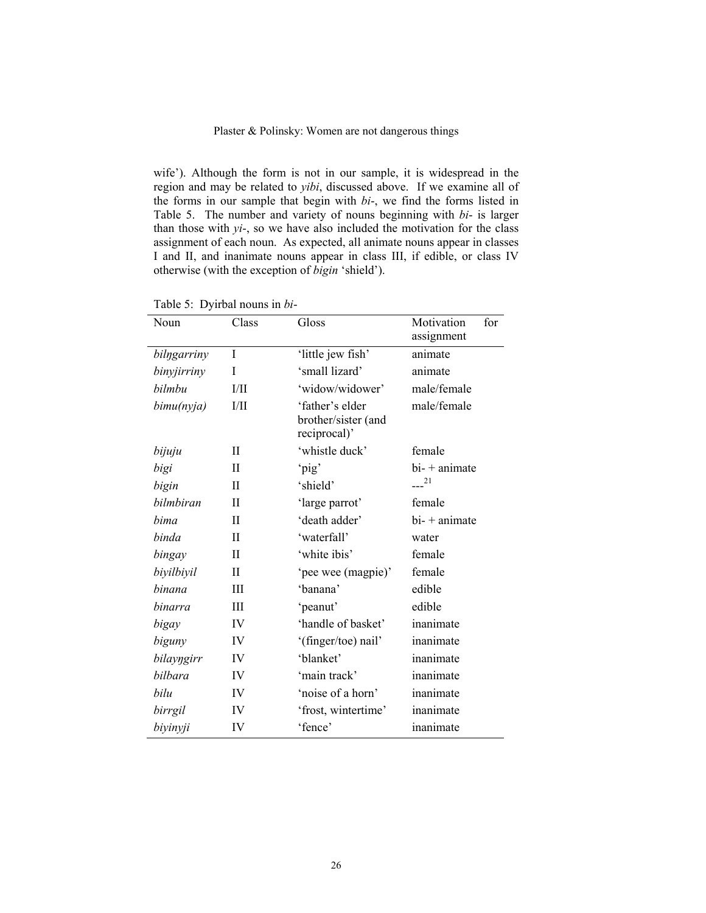wife'). Although the form is not in our sample, it is widespread in the region and may be related to *yibi*, discussed above. If we examine all of the forms in our sample that begin with *bi-*, we find the forms listed in Table 5. The number and variety of nouns beginning with *bi-* is larger than those with *yi-*, so we have also included the motivation for the class assignment of each noun. As expected, all animate nouns appear in classes I and II, and inanimate nouns appear in class III, if edible, or class IV otherwise (with the exception of *bigin* 'shield').

Table 5: Dyirbal nouns in *bi-*

| Noun | Class | Gloss | Motivation for assignment |
|---|---|---|---|
| *bilŋgarriny* | I | 'little jew fish' | animate |
| *binyjirriny* | I | 'small lizard' | animate |
| *bilmbu* | I/II | 'widow/widower' | male/female |
| *bimu(nyja)* | I/II | 'father's elder brother/sister (and reciprocal)' | male/female |
| *bijuju* | II | 'whistle duck' | female |
| *bigi* | II | 'pig' | bi- + animate |
| *bigin* | II | 'shield' | ---[21] |
| *bilmbiran* | II | 'large parrot' | female |
| *bima* | II | 'death adder' | bi- + animate |
| *binda* | II | 'waterfall' | water |
| *bingay* | II | 'white ibis' | female |
| *biyilbiyil* | II | 'pee wee (magpie)' | female |
| *binana* | III | 'banana' | edible |
| *binarra* | III | 'peanut' | edible |
| *bigay* | IV | 'handle of basket' | inanimate |
| *biguny* | IV | '(finger/toe) nail' | inanimate |
| *bilayŋgirr* | IV | 'blanket' | inanimate |
| *bilbara* | IV | 'main track' | inanimate |
| *bilu* | IV | 'noise of a horn' | inanimate |
| *birrgil* | IV | 'frost, wintertime' | inanimate |
| *biyinyji* | IV | 'fence' | inanimate |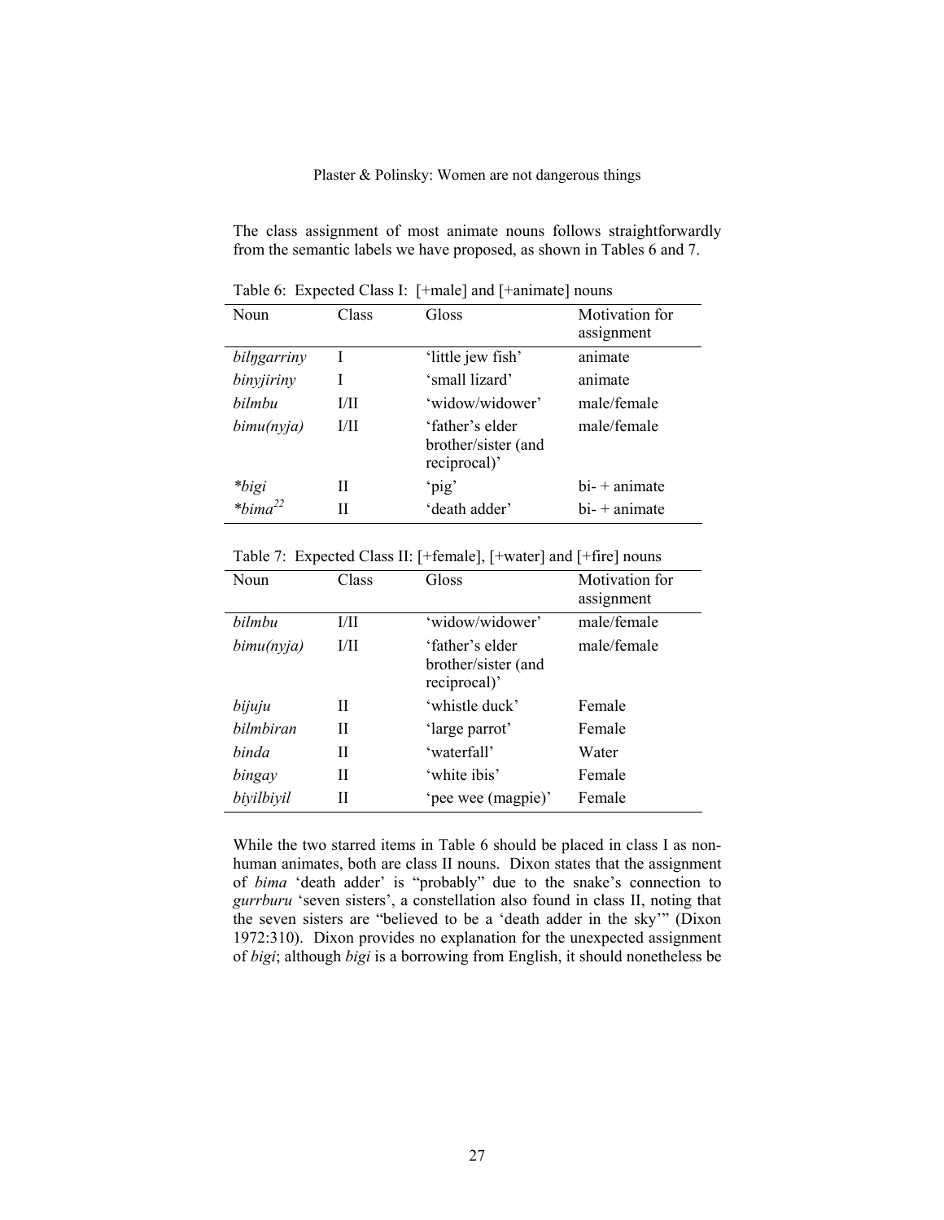The class assignment of most animate nouns follows straightforwardly from the semantic labels we have proposed, as shown in Tables 6 and 7.

Table 6: Expected Class I: [+male] and [+animate] nouns

| Noun | Class | Gloss | Motivation for assignment |
|---|---|---|---|
| *bilŋgarriny* | I | 'little jew fish' | animate |
| *binyjiriny* | I | 'small lizard' | animate |
| *bilmbu* | I/II | 'widow/widower' | male/female |
| *bimu(nyja)* | I/II | 'father's elder brother/sister (and reciprocal)' | male/female |
| **bigi* | II | 'pig' | bi- + animate |
| **bima*[22] | II | 'death adder' | bi- + animate |

Table 7: Expected Class II: [+female], [+water] and [+fire] nouns

| Noun | Class | Gloss | Motivation for assignment |
|---|---|---|---|
| *bilmbu* | I/II | 'widow/widower' | male/female |
| *bimu(nyja)* | I/II | 'father's elder brother/sister (and reciprocal)' | male/female |
| *bijuju* | II | 'whistle duck' | Female |
| *bilmbiran* | II | 'large parrot' | Female |
| *binda* | II | 'waterfall' | Water |
| *bingay* | II | 'white ibis' | Female |
| *biyilbiyil* | II | 'pee wee (magpie)' | Female |

While the two starred items in Table 6 should be placed in class I as non-human animates, both are class II nouns. Dixon states that the assignment of *bima* 'death adder' is "probably" due to the snake's connection to *gurrburu* 'seven sisters', a constellation also found in class II, noting that the seven sisters are "believed to be a 'death adder in the sky'" (Dixon 1972:310). Dixon provides no explanation for the unexpected assignment of *bigi*; although *bigi* is a borrowing from English, it should nonetheless be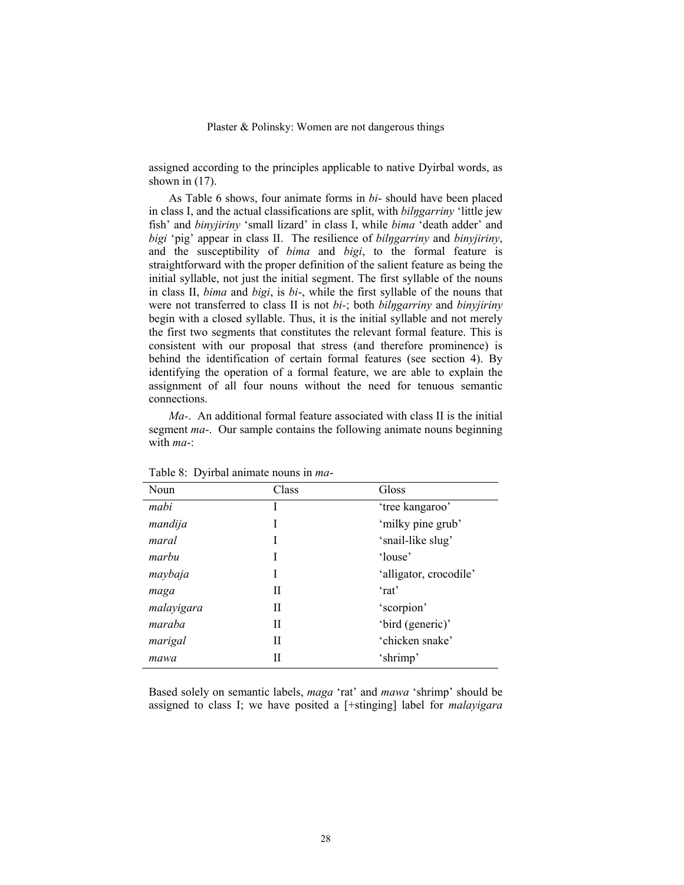assigned according to the principles applicable to native Dyirbal words, as shown in (17).

As Table 6 shows, four animate forms in *bi-* should have been placed in class I, and the actual classifications are split, with *bilŋgarriny* 'little jew fish' and *binyjiriny* 'small lizard' in class I, while *bima* 'death adder' and *bigi* 'pig' appear in class II. The resilience of *bilŋgarriny* and *binyjiriny*, and the susceptibility of *bima* and *bigi*, to the formal feature is straightforward with the proper definition of the salient feature as being the initial syllable, not just the initial segment. The first syllable of the nouns in class II, *bima* and *bigi*, is *bi-*, while the first syllable of the nouns that were not transferred to class II is not *bi-*; both *bilŋgarriny* and *binyjiriny* begin with a closed syllable. Thus, it is the initial syllable and not merely the first two segments that constitutes the relevant formal feature. This is consistent with our proposal that stress (and therefore prominence) is behind the identification of certain formal features (see section 4). By identifying the operation of a formal feature, we are able to explain the assignment of all four nouns without the need for tenuous semantic connections.

*Ma-*. An additional formal feature associated with class II is the initial segment *ma-*. Our sample contains the following animate nouns beginning with *ma-*:

Table 8: Dyirbal animate nouns in *ma-*

| Noun | Class | Gloss |
|---|---|---|
| *mabi* | I | 'tree kangaroo' |
| *mandija* | I | 'milky pine grub' |
| *maral* | I | 'snail-like slug' |
| *marbu* | I | 'louse' |
| *maybaja* | I | 'alligator, crocodile' |
| *maga* | II | 'rat' |
| *malayigara* | II | 'scorpion' |
| *maraba* | II | 'bird (generic)' |
| *marigal* | II | 'chicken snake' |
| *mawa* | II | 'shrimp' |

Based solely on semantic labels, *maga* 'rat' and *mawa* 'shrimp' should be assigned to class I; we have posited a [+stinging] label for *malayigara*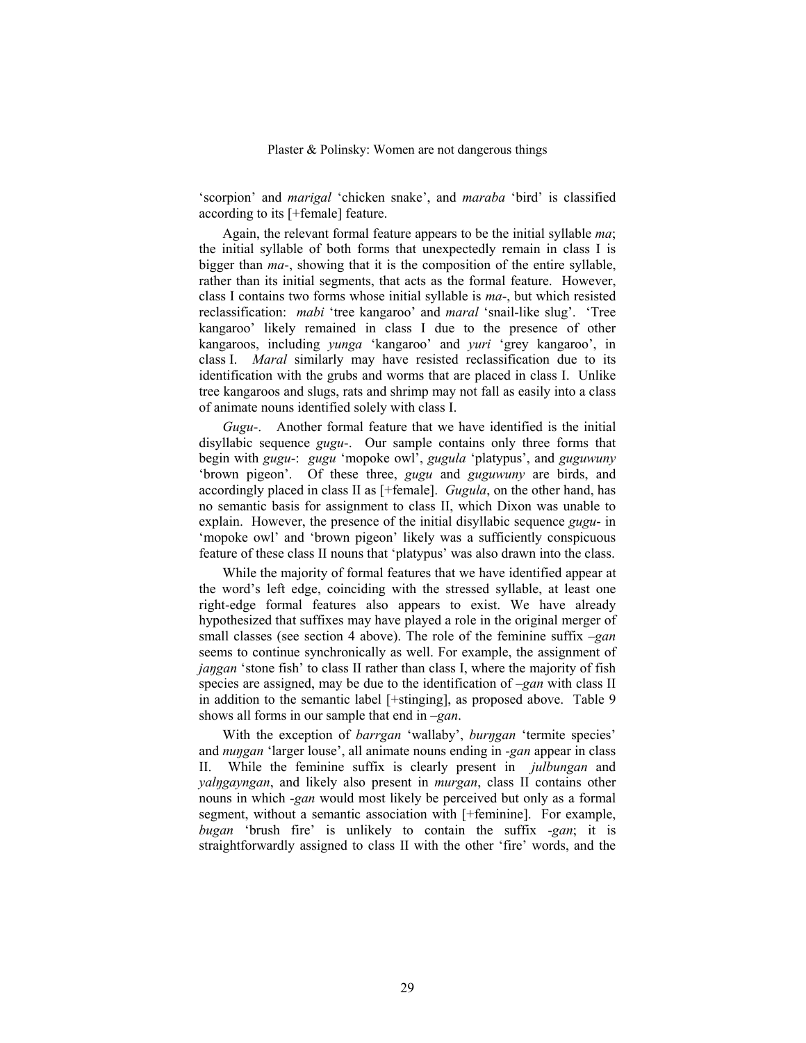'scorpion' and *marigal* 'chicken snake', and *maraba* 'bird' is classified according to its [+female] feature.

Again, the relevant formal feature appears to be the initial syllable *ma*; the initial syllable of both forms that unexpectedly remain in class I is bigger than *ma*-, showing that it is the composition of the entire syllable, rather than its initial segments, that acts as the formal feature. However, class I contains two forms whose initial syllable is *ma*-, but which resisted reclassification: *mabi* 'tree kangaroo' and *maral* 'snail-like slug'. 'Tree kangaroo' likely remained in class I due to the presence of other kangaroos, including *yunga* 'kangaroo' and *yuri* 'grey kangaroo', in class I. *Maral* similarly may have resisted reclassification due to its identification with the grubs and worms that are placed in class I. Unlike tree kangaroos and slugs, rats and shrimp may not fall as easily into a class of animate nouns identified solely with class I.

*Gugu*-. Another formal feature that we have identified is the initial disyllabic sequence *gugu*-. Our sample contains only three forms that begin with *gugu*-: *gugu* 'mopoke owl', *gugula* 'platypus', and *guguwuny* 'brown pigeon'. Of these three, *gugu* and *guguwuny* are birds, and accordingly placed in class II as [+female]. *Gugula*, on the other hand, has no semantic basis for assignment to class II, which Dixon was unable to explain. However, the presence of the initial disyllabic sequence *gugu*- in 'mopoke owl' and 'brown pigeon' likely was a sufficiently conspicuous feature of these class II nouns that 'platypus' was also drawn into the class.

While the majority of formal features that we have identified appear at the word's left edge, coinciding with the stressed syllable, at least one right-edge formal features also appears to exist. We have already hypothesized that suffixes may have played a role in the original merger of small classes (see section 4 above). The role of the feminine suffix *–gan* seems to continue synchronically as well. For example, the assignment of *jaŋgan* 'stone fish' to class II rather than class I, where the majority of fish species are assigned, may be due to the identification of *–gan* with class II in addition to the semantic label [+stinging], as proposed above. Table 9 shows all forms in our sample that end in *–gan*.

With the exception of *barrgan* 'wallaby', *burŋgan* 'termite species' and *nuŋgan* 'larger louse', all animate nouns ending in *-gan* appear in class II. While the feminine suffix is clearly present in *julbungan* and *yalŋgayngan*, and likely also present in *murgan*, class II contains other nouns in which *-gan* would most likely be perceived but only as a formal segment, without a semantic association with [+feminine]. For example, *bugan* 'brush fire' is unlikely to contain the suffix *-gan*; it is straightforwardly assigned to class II with the other 'fire' words, and the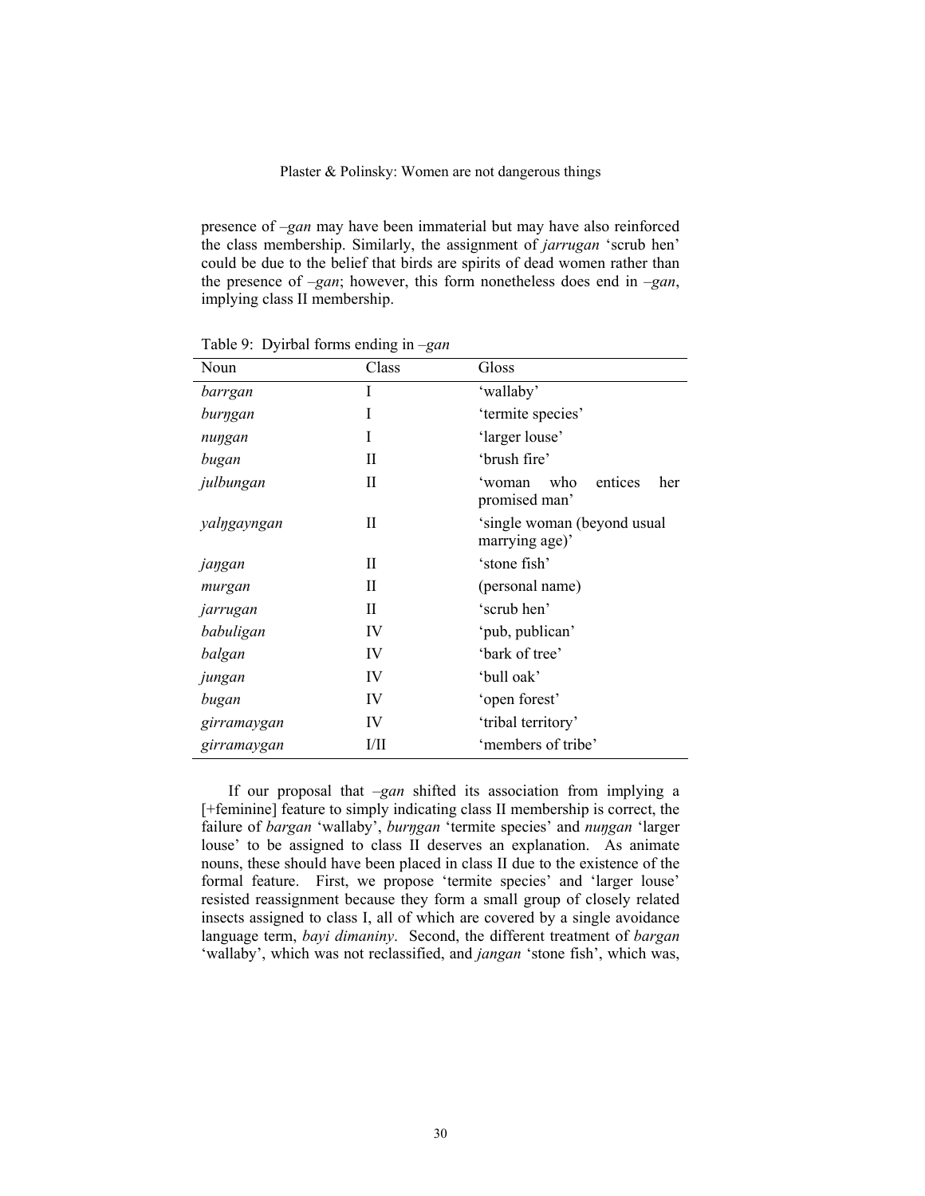presence of *–gan* may have been immaterial but may have also reinforced the class membership. Similarly, the assignment of *jarrugan* 'scrub hen' could be due to the belief that birds are spirits of dead women rather than the presence of *–gan*; however, this form nonetheless does end in *–gan*, implying class II membership.

Table 9: Dyirbal forms ending in *–gan*

| Noun | Class | Gloss |
|---|---|---|
| *barrgan* | I | 'wallaby' |
| *burŋgan* | I | 'termite species' |
| *nuŋgan* | I | 'larger louse' |
| *bugan* | II | 'brush fire' |
| *julbungan* | II | 'woman who entices her promised man' |
| *yalŋgayngan* | II | 'single woman (beyond usual marrying age)' |
| *jaŋgan* | II | 'stone fish' |
| *murgan* | II | (personal name) |
| *jarrugan* | II | 'scrub hen' |
| *babuligan* | IV | 'pub, publican' |
| *balgan* | IV | 'bark of tree' |
| *jungan* | IV | 'bull oak' |
| *bugan* | IV | 'open forest' |
| *girramaygan* | IV | 'tribal territory' |
| *girramaygan* | I/II | 'members of tribe' |

If our proposal that *–gan* shifted its association from implying a [+feminine] feature to simply indicating class II membership is correct, the failure of *bargan* 'wallaby', *burŋgan* 'termite species' and *nuŋgan* 'larger louse' to be assigned to class II deserves an explanation. As animate nouns, these should have been placed in class II due to the existence of the formal feature. First, we propose 'termite species' and 'larger louse' resisted reassignment because they form a small group of closely related insects assigned to class I, all of which are covered by a single avoidance language term, *bayi dimaniny*. Second, the different treatment of *bargan* 'wallaby', which was not reclassified, and *jangan* 'stone fish', which was,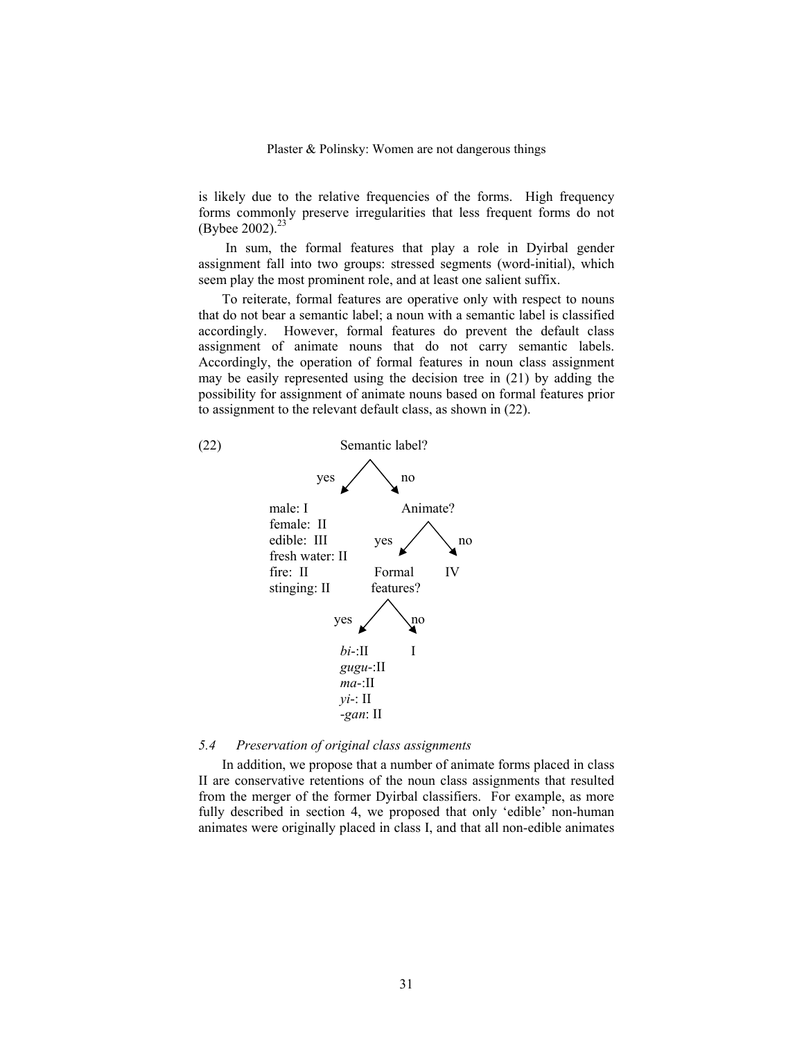is likely due to the relative frequencies of the forms. High frequency forms commonly preserve irregularities that less frequent forms do not (Bybee 2002).[23]

In sum, the formal features that play a role in Dyirbal gender assignment fall into two groups: stressed segments (word-initial), which seem play the most prominent role, and at least one salient suffix.

To reiterate, formal features are operative only with respect to nouns that do not bear a semantic label; a noun with a semantic label is classified accordingly. However, formal features do prevent the default class assignment of animate nouns that do not carry semantic labels. Accordingly, the operation of formal features in noun class assignment may be easily represented using the decision tree in (21) by adding the possibility for assignment of animate nouns based on formal features prior to assignment to the relevant default class, as shown in (22).

(22)

```
                    Semantic label?
                 yes /          \ no
                    /            \
male: I                       Animate?
female:  II                yes /     \ no
edible:  III                  /       \
fresh water: II          Formal        IV
fire:  II               features?
stinging: II          yes /    \ no
                         /      \
                  bi-:II         I
                  gugu-:II
                  ma-:II
                  yi-: II
                  -gan: II
```

### 5.4 Preservation of original class assignments

In addition, we propose that a number of animate forms placed in class II are conservative retentions of the noun class assignments that resulted from the merger of the former Dyirbal classifiers. For example, as more fully described in section 4, we proposed that only 'edible' non-human animates were originally placed in class I, and that all non-edible animates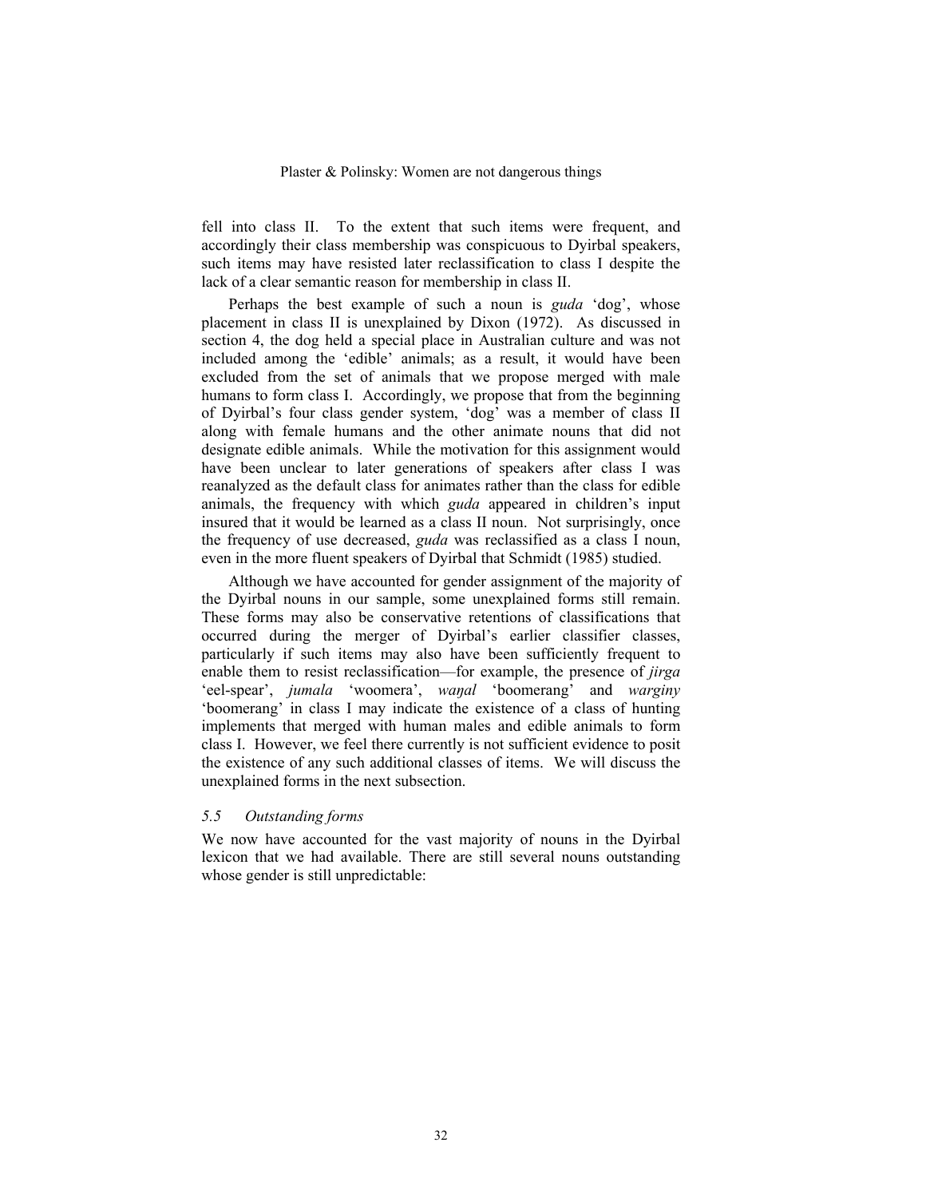fell into class II. To the extent that such items were frequent, and accordingly their class membership was conspicuous to Dyirbal speakers, such items may have resisted later reclassification to class I despite the lack of a clear semantic reason for membership in class II.

Perhaps the best example of such a noun is *guda* 'dog', whose placement in class II is unexplained by Dixon (1972). As discussed in section 4, the dog held a special place in Australian culture and was not included among the 'edible' animals; as a result, it would have been excluded from the set of animals that we propose merged with male humans to form class I. Accordingly, we propose that from the beginning of Dyirbal's four class gender system, 'dog' was a member of class II along with female humans and the other animate nouns that did not designate edible animals. While the motivation for this assignment would have been unclear to later generations of speakers after class I was reanalyzed as the default class for animates rather than the class for edible animals, the frequency with which *guda* appeared in children's input insured that it would be learned as a class II noun. Not surprisingly, once the frequency of use decreased, *guda* was reclassified as a class I noun, even in the more fluent speakers of Dyirbal that Schmidt (1985) studied.

Although we have accounted for gender assignment of the majority of the Dyirbal nouns in our sample, some unexplained forms still remain. These forms may also be conservative retentions of classifications that occurred during the merger of Dyirbal's earlier classifier classes, particularly if such items may also have been sufficiently frequent to enable them to resist reclassification—for example, the presence of *jirga* 'eel-spear', *jumala* 'woomera', *waŋal* 'boomerang' and *warginy* 'boomerang' in class I may indicate the existence of a class of hunting implements that merged with human males and edible animals to form class I. However, we feel there currently is not sufficient evidence to posit the existence of any such additional classes of items. We will discuss the unexplained forms in the next subsection.

### *5.5 Outstanding forms*

We now have accounted for the vast majority of nouns in the Dyirbal lexicon that we had available. There are still several nouns outstanding whose gender is still unpredictable: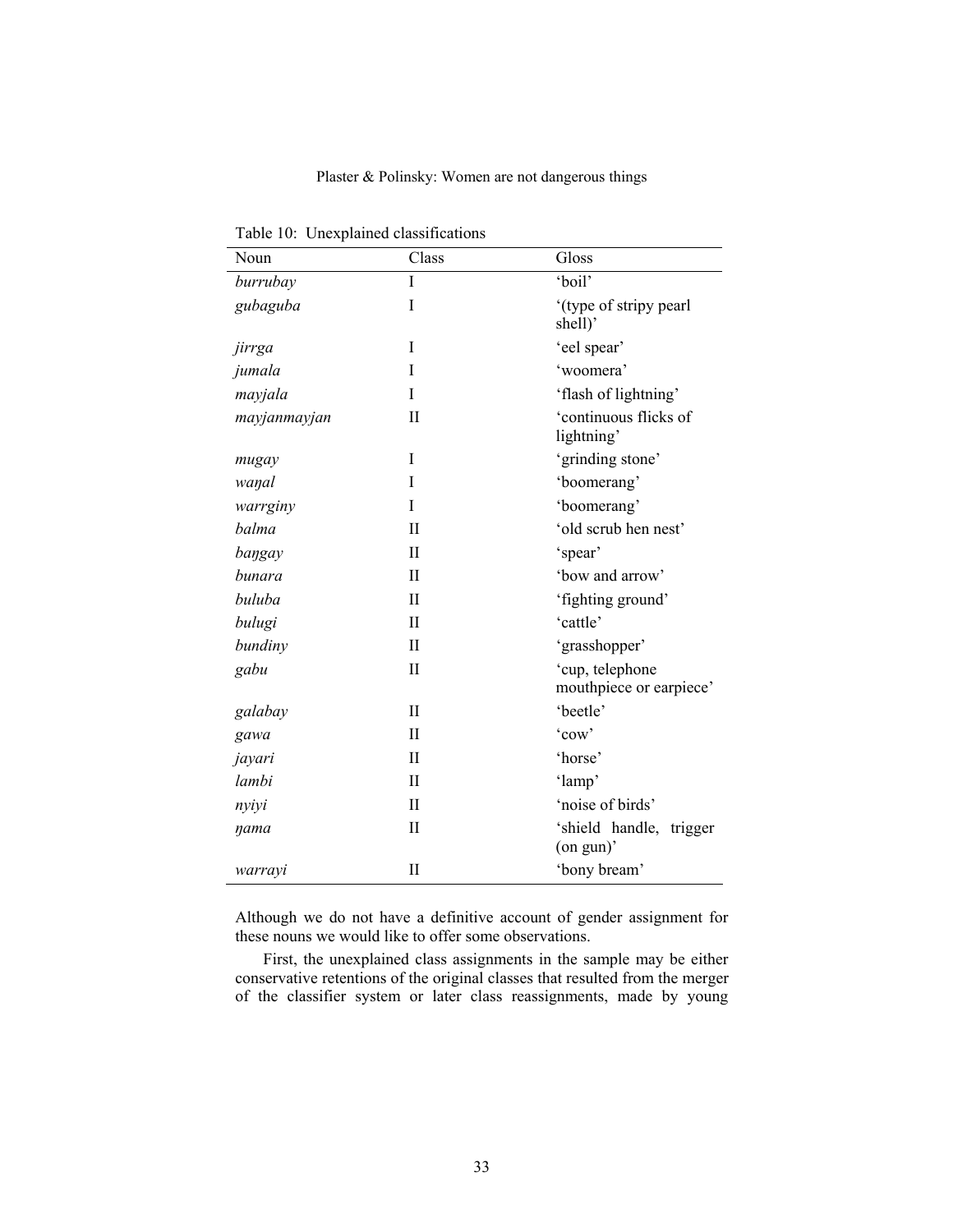Table 10: Unexplained classifications

| Noun | Class | Gloss |
|---|---|---|
| *burrubay* | I | 'boil' |
| *gubaguba* | I | '(type of stripy pearl shell)' |
| *jirrga* | I | 'eel spear' |
| *jumala* | I | 'woomera' |
| *mayjala* | I | 'flash of lightning' |
| *mayjanmayjan* | II | 'continuous flicks of lightning' |
| *mugay* | I | 'grinding stone' |
| *waŋal* | I | 'boomerang' |
| *warrginy* | I | 'boomerang' |
| *balma* | II | 'old scrub hen nest' |
| *baŋgay* | II | 'spear' |
| *bunara* | II | 'bow and arrow' |
| *buluba* | II | 'fighting ground' |
| *bulugi* | II | 'cattle' |
| *bundiny* | II | 'grasshopper' |
| *gabu* | II | 'cup, telephone mouthpiece or earpiece' |
| *galabay* | II | 'beetle' |
| *gawa* | II | 'cow' |
| *jayari* | II | 'horse' |
| *lambi* | II | 'lamp' |
| *nyiyi* | II | 'noise of birds' |
| *ŋama* | II | 'shield handle, trigger (on gun)' |
| *warrayi* | II | 'bony bream' |

Although we do not have a definitive account of gender assignment for these nouns we would like to offer some observations.

First, the unexplained class assignments in the sample may be either conservative retentions of the original classes that resulted from the merger of the classifier system or later class reassignments, made by young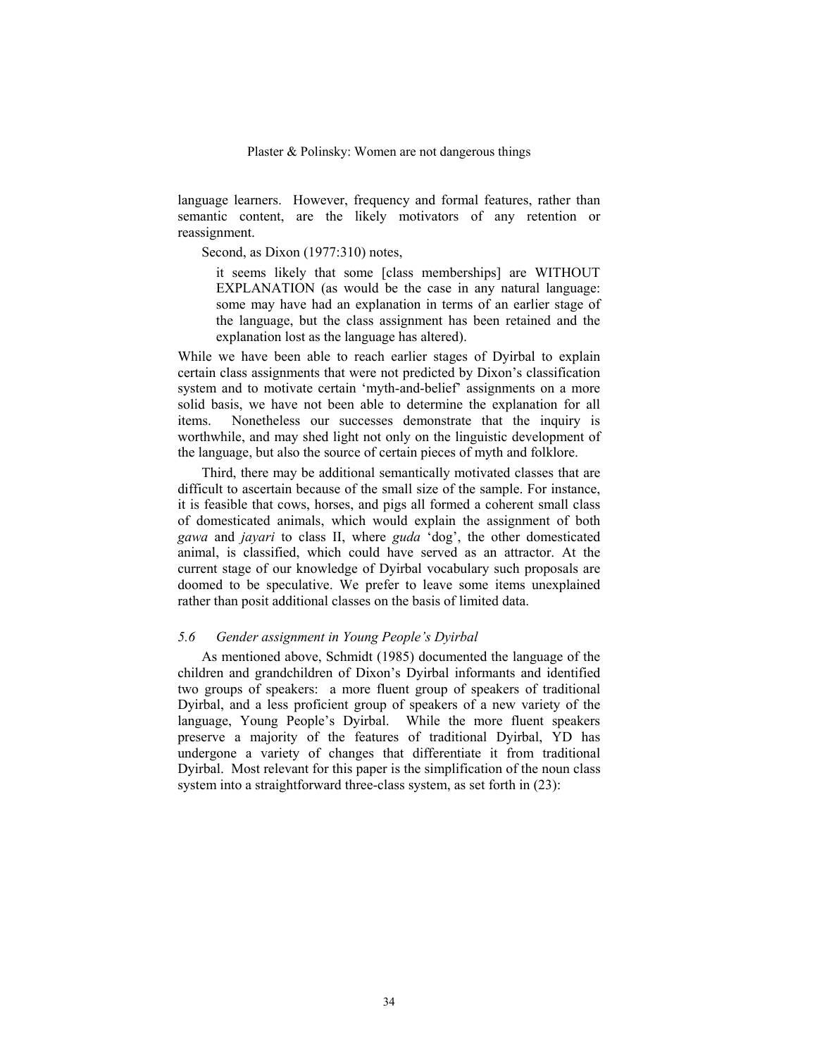language learners. However, frequency and formal features, rather than semantic content, are the likely motivators of any retention or reassignment.

Second, as Dixon (1977:310) notes,

> it seems likely that some [class memberships] are WITHOUT EXPLANATION (as would be the case in any natural language: some may have had an explanation in terms of an earlier stage of the language, but the class assignment has been retained and the explanation lost as the language has altered).

While we have been able to reach earlier stages of Dyirbal to explain certain class assignments that were not predicted by Dixon's classification system and to motivate certain 'myth-and-belief' assignments on a more solid basis, we have not been able to determine the explanation for all items. Nonetheless our successes demonstrate that the inquiry is worthwhile, and may shed light not only on the linguistic development of the language, but also the source of certain pieces of myth and folklore.

Third, there may be additional semantically motivated classes that are difficult to ascertain because of the small size of the sample. For instance, it is feasible that cows, horses, and pigs all formed a coherent small class of domesticated animals, which would explain the assignment of both *gawa* and *jayari* to class II, where *guda* 'dog', the other domesticated animal, is classified, which could have served as an attractor. At the current stage of our knowledge of Dyirbal vocabulary such proposals are doomed to be speculative. We prefer to leave some items unexplained rather than posit additional classes on the basis of limited data.

### *5.6 Gender assignment in Young People's Dyirbal*

As mentioned above, Schmidt (1985) documented the language of the children and grandchildren of Dixon's Dyirbal informants and identified two groups of speakers: a more fluent group of speakers of traditional Dyirbal, and a less proficient group of speakers of a new variety of the language, Young People's Dyirbal. While the more fluent speakers preserve a majority of the features of traditional Dyirbal, YD has undergone a variety of changes that differentiate it from traditional Dyirbal. Most relevant for this paper is the simplification of the noun class system into a straightforward three-class system, as set forth in (23):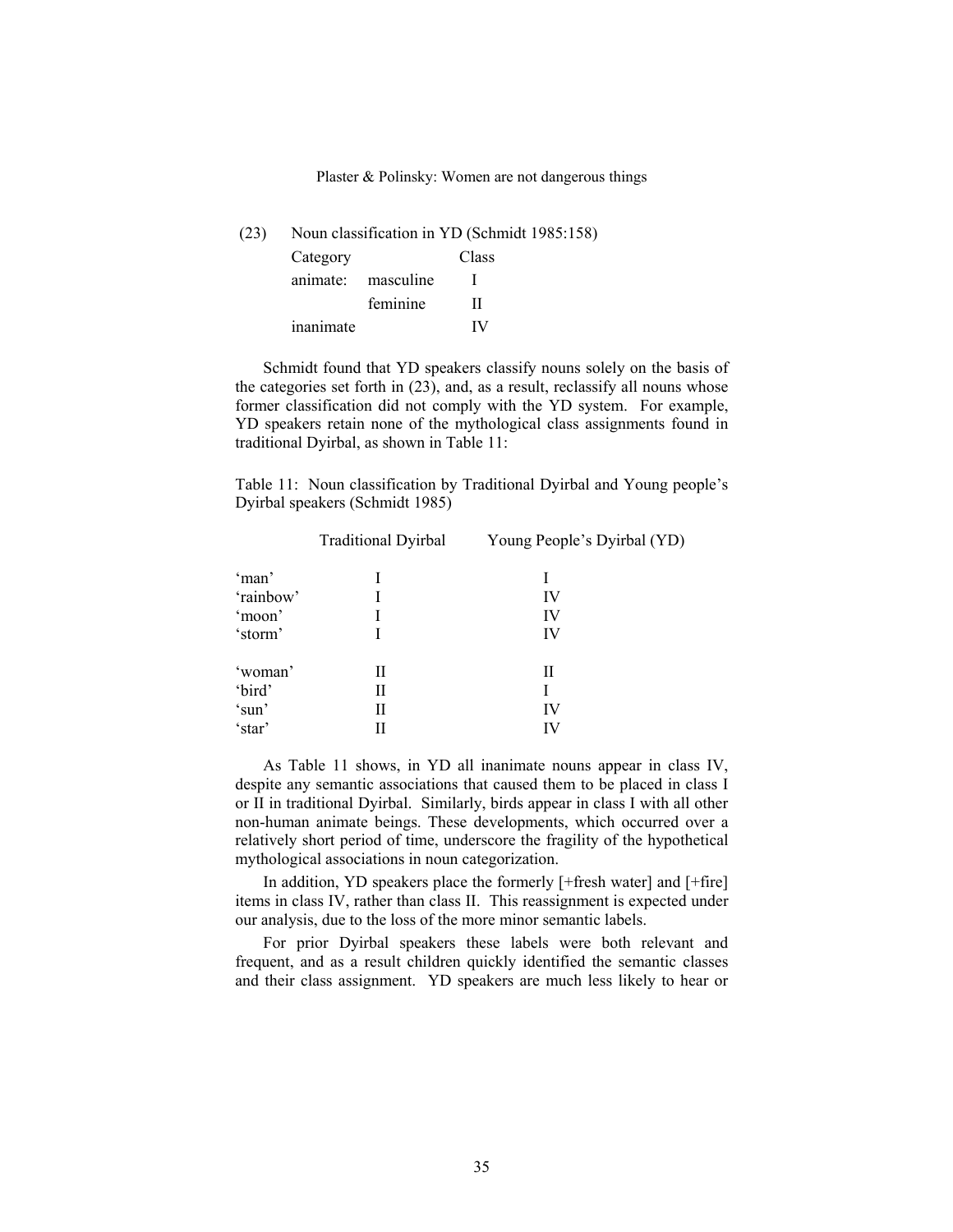(23) Noun classification in YD (Schmidt 1985:158)

| Category | | Class |
|---|---|---|
| animate: | masculine | I |
| | feminine | II |
| inanimate | | IV |

Schmidt found that YD speakers classify nouns solely on the basis of the categories set forth in (23), and, as a result, reclassify all nouns whose former classification did not comply with the YD system. For example, YD speakers retain none of the mythological class assignments found in traditional Dyirbal, as shown in Table 11:

Table 11: Noun classification by Traditional Dyirbal and Young people's Dyirbal speakers (Schmidt 1985)

| | Traditional Dyirbal | Young People's Dyirbal (YD) |
|---|---|---|
| 'man' | I | I |
| 'rainbow' | I | IV |
| 'moon' | I | IV |
| 'storm' | I | IV |
| 'woman' | II | II |
| 'bird' | II | I |
| 'sun' | II | IV |
| 'star' | II | IV |

As Table 11 shows, in YD all inanimate nouns appear in class IV, despite any semantic associations that caused them to be placed in class I or II in traditional Dyirbal. Similarly, birds appear in class I with all other non-human animate beings. These developments, which occurred over a relatively short period of time, underscore the fragility of the hypothetical mythological associations in noun categorization.

In addition, YD speakers place the formerly [+fresh water] and [+fire] items in class IV, rather than class II. This reassignment is expected under our analysis, due to the loss of the more minor semantic labels.

For prior Dyirbal speakers these labels were both relevant and frequent, and as a result children quickly identified the semantic classes and their class assignment. YD speakers are much less likely to hear or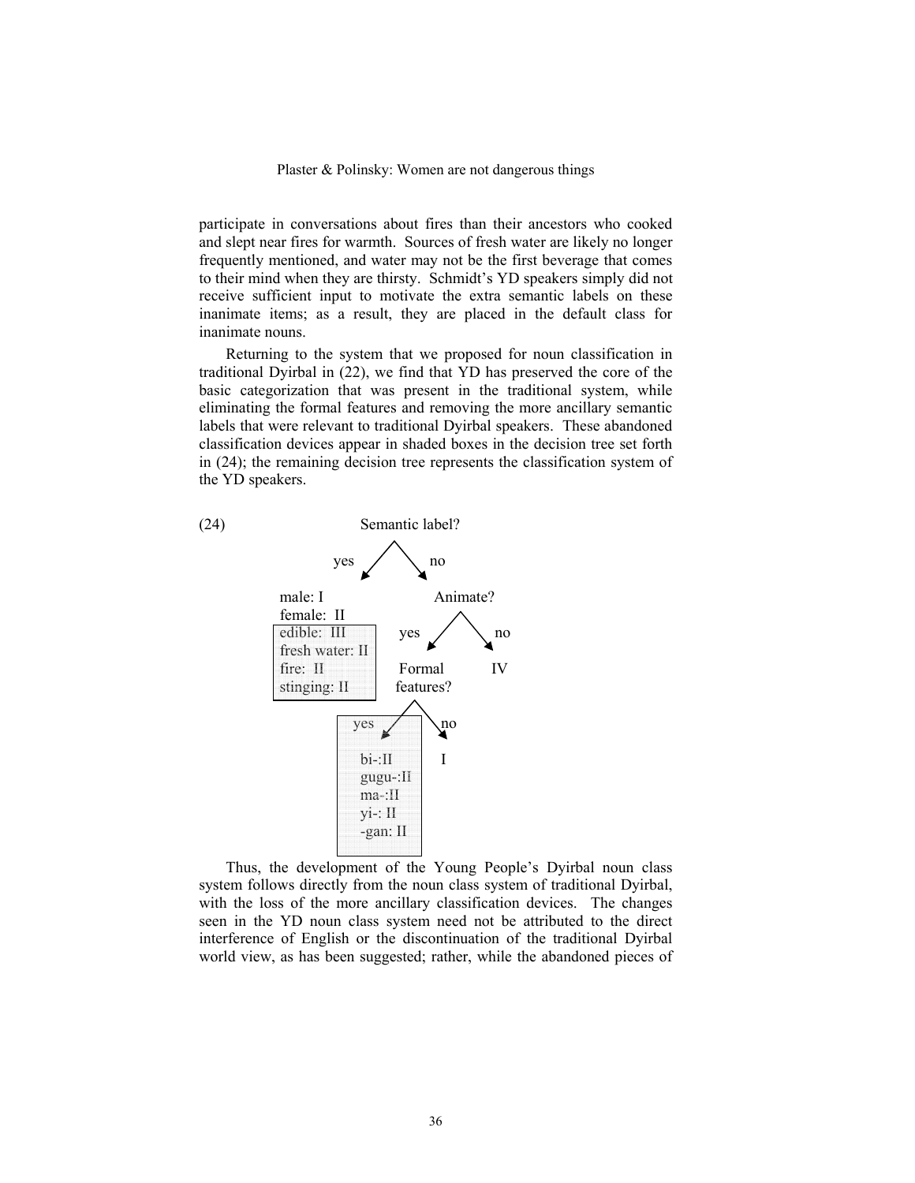participate in conversations about fires than their ancestors who cooked and slept near fires for warmth. Sources of fresh water are likely no longer frequently mentioned, and water may not be the first beverage that comes to their mind when they are thirsty. Schmidt's YD speakers simply did not receive sufficient input to motivate the extra semantic labels on these inanimate items; as a result, they are placed in the default class for inanimate nouns.

Returning to the system that we proposed for noun classification in traditional Dyirbal in (22), we find that YD has preserved the core of the basic categorization that was present in the traditional system, while eliminating the formal features and removing the more ancillary semantic labels that were relevant to traditional Dyirbal speakers. These abandoned classification devices appear in shaded boxes in the decision tree set forth in (24); the remaining decision tree represents the classification system of the YD speakers.

(24)

```
                    Semantic label?
                   /              \
                yes                no
                 |                  |
        male: I                  Animate?
        female: II              /        \
       [edible: III          yes          no
        fresh water: II       |            |
        fire: II           Formal          IV
        stinging: II]      features?
                          /        \
                       [yes         no
                        |            |
                        bi-:II       I
                        gugu-:II
                        ma-:II
                        yi-: II
                        -gan: II]
```

Thus, the development of the Young People's Dyirbal noun class system follows directly from the noun class system of traditional Dyirbal, with the loss of the more ancillary classification devices. The changes seen in the YD noun class system need not be attributed to the direct interference of English or the discontinuation of the traditional Dyirbal world view, as has been suggested; rather, while the abandoned pieces of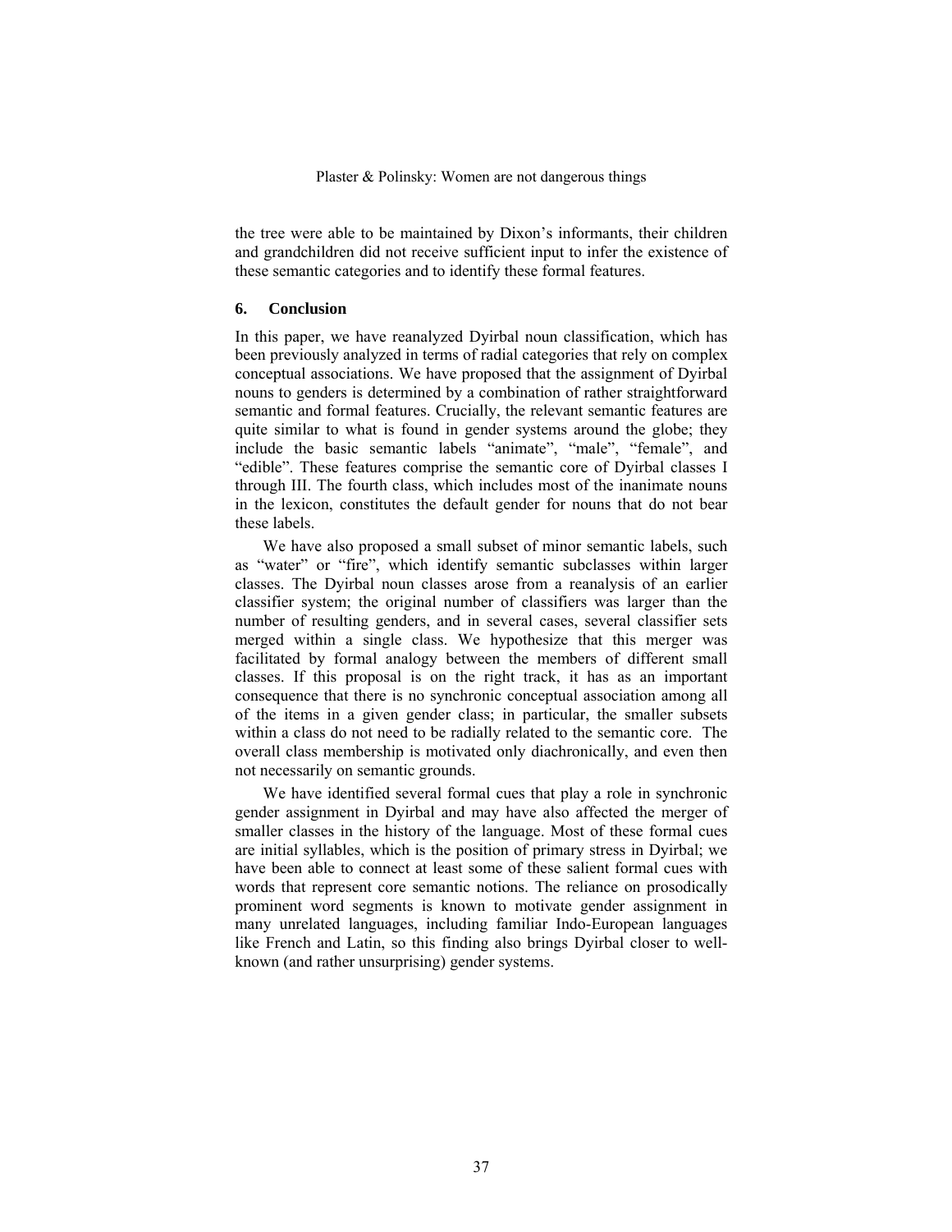the tree were able to be maintained by Dixon's informants, their children and grandchildren did not receive sufficient input to infer the existence of these semantic categories and to identify these formal features.

## 6. Conclusion

In this paper, we have reanalyzed Dyirbal noun classification, which has been previously analyzed in terms of radial categories that rely on complex conceptual associations. We have proposed that the assignment of Dyirbal nouns to genders is determined by a combination of rather straightforward semantic and formal features. Crucially, the relevant semantic features are quite similar to what is found in gender systems around the globe; they include the basic semantic labels "animate", "male", "female", and "edible". These features comprise the semantic core of Dyirbal classes I through III. The fourth class, which includes most of the inanimate nouns in the lexicon, constitutes the default gender for nouns that do not bear these labels.

We have also proposed a small subset of minor semantic labels, such as "water" or "fire", which identify semantic subclasses within larger classes. The Dyirbal noun classes arose from a reanalysis of an earlier classifier system; the original number of classifiers was larger than the number of resulting genders, and in several cases, several classifier sets merged within a single class. We hypothesize that this merger was facilitated by formal analogy between the members of different small classes. If this proposal is on the right track, it has as an important consequence that there is no synchronic conceptual association among all of the items in a given gender class; in particular, the smaller subsets within a class do not need to be radially related to the semantic core. The overall class membership is motivated only diachronically, and even then not necessarily on semantic grounds.

We have identified several formal cues that play a role in synchronic gender assignment in Dyirbal and may have also affected the merger of smaller classes in the history of the language. Most of these formal cues are initial syllables, which is the position of primary stress in Dyirbal; we have been able to connect at least some of these salient formal cues with words that represent core semantic notions. The reliance on prosodically prominent word segments is known to motivate gender assignment in many unrelated languages, including familiar Indo-European languages like French and Latin, so this finding also brings Dyirbal closer to well-known (and rather unsurprising) gender systems.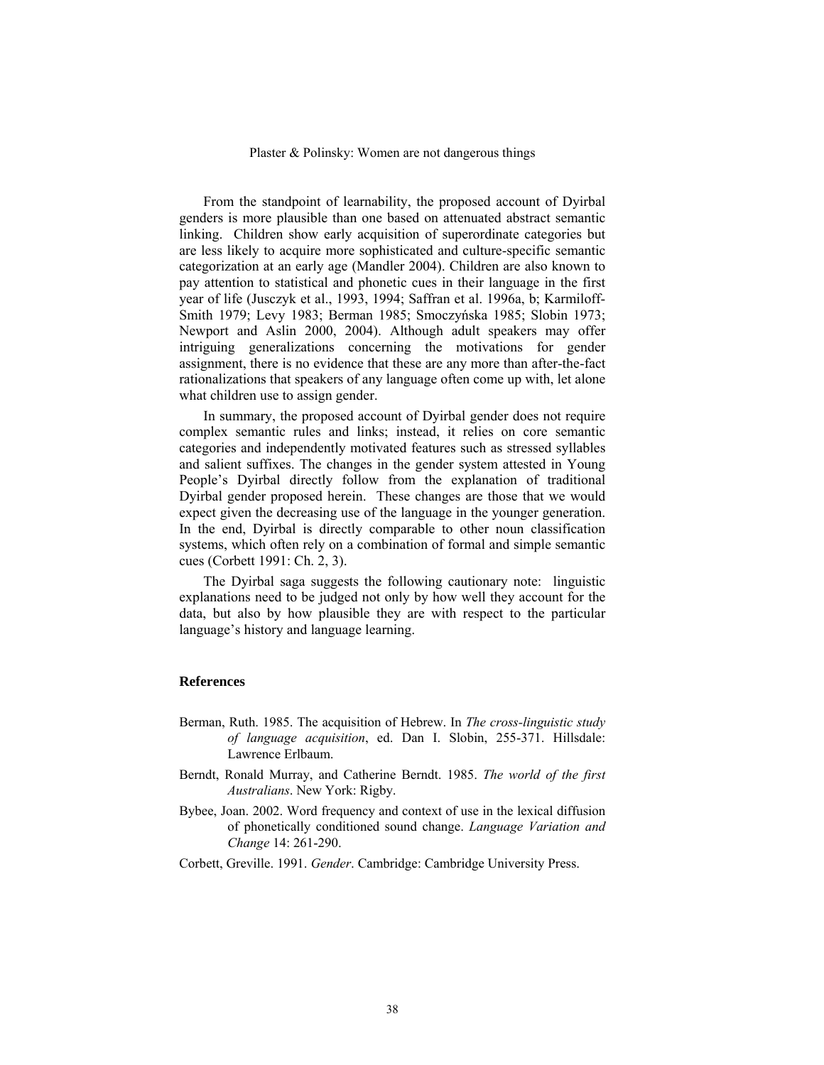From the standpoint of learnability, the proposed account of Dyirbal genders is more plausible than one based on attenuated abstract semantic linking. Children show early acquisition of superordinate categories but are less likely to acquire more sophisticated and culture-specific semantic categorization at an early age (Mandler 2004). Children are also known to pay attention to statistical and phonetic cues in their language in the first year of life (Jusczyk et al., 1993, 1994; Saffran et al. 1996a, b; Karmiloff-Smith 1979; Levy 1983; Berman 1985; Smoczyńska 1985; Slobin 1973; Newport and Aslin 2000, 2004). Although adult speakers may offer intriguing generalizations concerning the motivations for gender assignment, there is no evidence that these are any more than after-the-fact rationalizations that speakers of any language often come up with, let alone what children use to assign gender.

In summary, the proposed account of Dyirbal gender does not require complex semantic rules and links; instead, it relies on core semantic categories and independently motivated features such as stressed syllables and salient suffixes. The changes in the gender system attested in Young People's Dyirbal directly follow from the explanation of traditional Dyirbal gender proposed herein. These changes are those that we would expect given the decreasing use of the language in the younger generation. In the end, Dyirbal is directly comparable to other noun classification systems, which often rely on a combination of formal and simple semantic cues (Corbett 1991: Ch. 2, 3).

The Dyirbal saga suggests the following cautionary note: linguistic explanations need to be judged not only by how well they account for the data, but also by how plausible they are with respect to the particular language's history and language learning.

## References

Berman, Ruth. 1985. The acquisition of Hebrew. In *The cross-linguistic study of language acquisition*, ed. Dan I. Slobin, 255-371. Hillsdale: Lawrence Erlbaum.

Berndt, Ronald Murray, and Catherine Berndt. 1985. *The world of the first Australians*. New York: Rigby.

Bybee, Joan. 2002. Word frequency and context of use in the lexical diffusion of phonetically conditioned sound change. *Language Variation and Change* 14: 261-290.

Corbett, Greville. 1991. *Gender*. Cambridge: Cambridge University Press.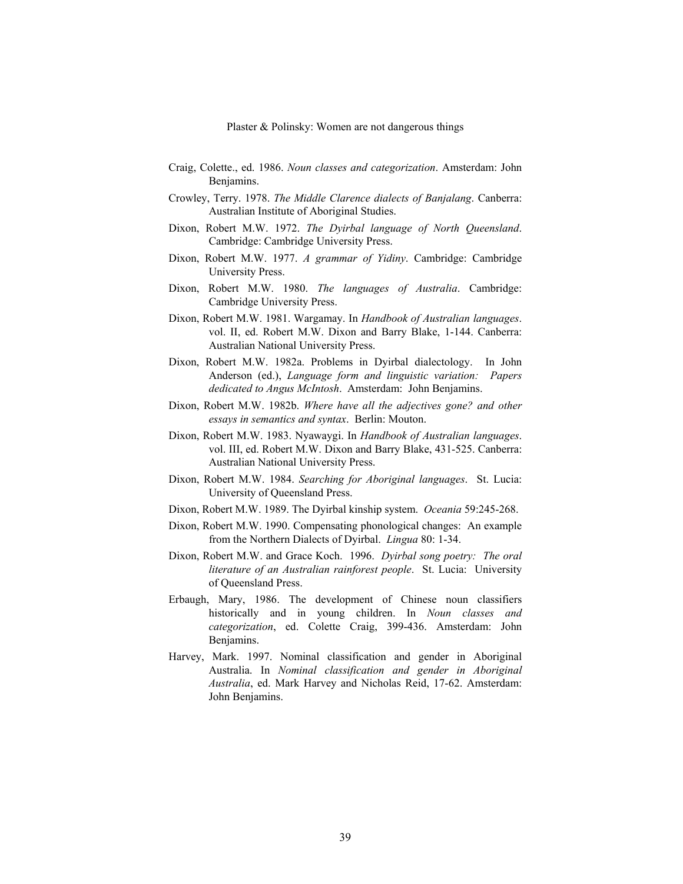Craig, Colette., ed. 1986. *Noun classes and categorization*. Amsterdam: John Benjamins.

Crowley, Terry. 1978. *The Middle Clarence dialects of Banjalang*. Canberra: Australian Institute of Aboriginal Studies.

Dixon, Robert M.W. 1972. *The Dyirbal language of North Queensland*. Cambridge: Cambridge University Press.

Dixon, Robert M.W. 1977. *A grammar of Yidiny*. Cambridge: Cambridge University Press.

Dixon, Robert M.W. 1980. *The languages of Australia*. Cambridge: Cambridge University Press.

Dixon, Robert M.W. 1981. Wargamay. In *Handbook of Australian languages*. vol. II, ed. Robert M.W. Dixon and Barry Blake, 1-144. Canberra: Australian National University Press.

Dixon, Robert M.W. 1982a. Problems in Dyirbal dialectology. In John Anderson (ed.), *Language form and linguistic variation: Papers dedicated to Angus McIntosh*. Amsterdam: John Benjamins.

Dixon, Robert M.W. 1982b. *Where have all the adjectives gone? and other essays in semantics and syntax*. Berlin: Mouton.

Dixon, Robert M.W. 1983. Nyawaygi. In *Handbook of Australian languages*. vol. III, ed. Robert M.W. Dixon and Barry Blake, 431-525. Canberra: Australian National University Press.

Dixon, Robert M.W. 1984. *Searching for Aboriginal languages*. St. Lucia: University of Queensland Press.

Dixon, Robert M.W. 1989. The Dyirbal kinship system. *Oceania* 59:245-268.

Dixon, Robert M.W. 1990. Compensating phonological changes: An example from the Northern Dialects of Dyirbal. *Lingua* 80: 1-34.

Dixon, Robert M.W. and Grace Koch. 1996. *Dyirbal song poetry: The oral literature of an Australian rainforest people*. St. Lucia: University of Queensland Press.

Erbaugh, Mary, 1986. The development of Chinese noun classifiers historically and in young children. In *Noun classes and categorization*, ed. Colette Craig, 399-436. Amsterdam: John Benjamins.

Harvey, Mark. 1997. Nominal classification and gender in Aboriginal Australia. In *Nominal classification and gender in Aboriginal Australia*, ed. Mark Harvey and Nicholas Reid, 17-62. Amsterdam: John Benjamins.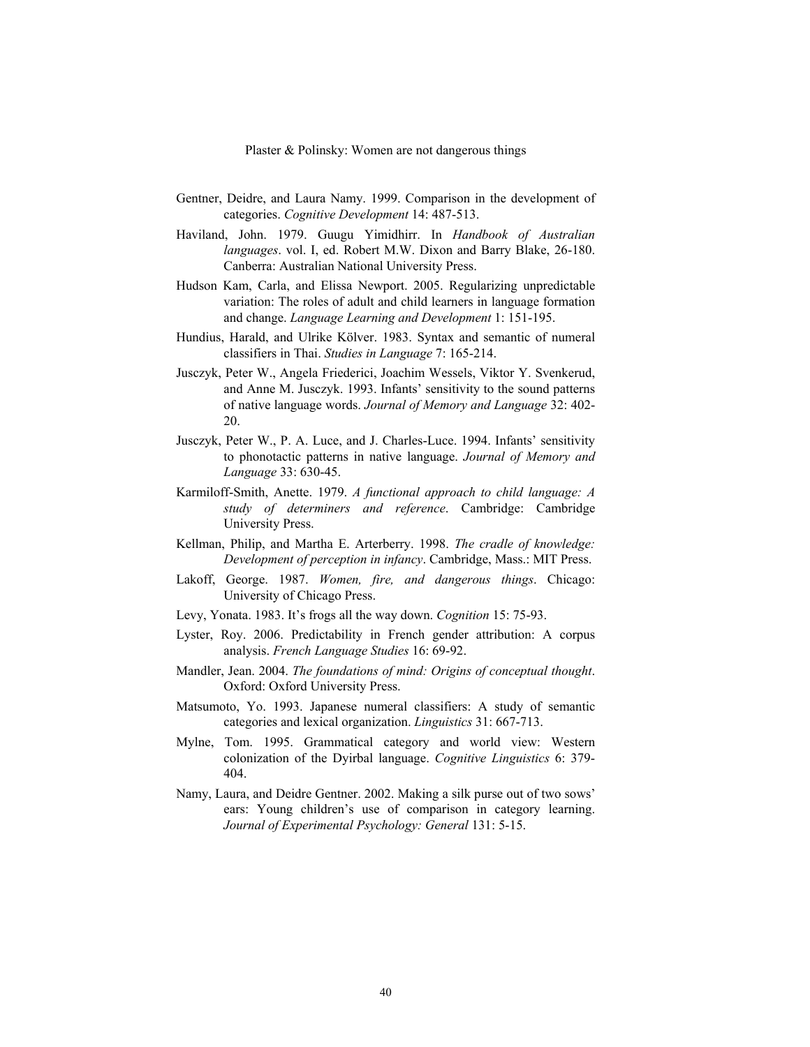Gentner, Deidre, and Laura Namy. 1999. Comparison in the development of categories. *Cognitive Development* 14: 487-513.

Haviland, John. 1979. Guugu Yimidhirr. In *Handbook of Australian languages*. vol. I, ed. Robert M.W. Dixon and Barry Blake, 26-180. Canberra: Australian National University Press.

Hudson Kam, Carla, and Elissa Newport. 2005. Regularizing unpredictable variation: The roles of adult and child learners in language formation and change. *Language Learning and Development* 1: 151-195.

Hundius, Harald, and Ulrike Kölver. 1983. Syntax and semantic of numeral classifiers in Thai. *Studies in Language* 7: 165-214.

Jusczyk, Peter W., Angela Friederici, Joachim Wessels, Viktor Y. Svenkerud, and Anne M. Jusczyk. 1993. Infants' sensitivity to the sound patterns of native language words. *Journal of Memory and Language* 32: 402-20.

Jusczyk, Peter W., P. A. Luce, and J. Charles-Luce. 1994. Infants' sensitivity to phonotactic patterns in native language. *Journal of Memory and Language* 33: 630-45.

Karmiloff-Smith, Anette. 1979. *A functional approach to child language: A study of determiners and reference*. Cambridge: Cambridge University Press.

Kellman, Philip, and Martha E. Arterberry. 1998. *The cradle of knowledge: Development of perception in infancy*. Cambridge, Mass.: MIT Press.

Lakoff, George. 1987. *Women, fire, and dangerous things*. Chicago: University of Chicago Press.

Levy, Yonata. 1983. It's frogs all the way down. *Cognition* 15: 75-93.

Lyster, Roy. 2006. Predictability in French gender attribution: A corpus analysis. *French Language Studies* 16: 69-92.

Mandler, Jean. 2004. *The foundations of mind: Origins of conceptual thought*. Oxford: Oxford University Press.

Matsumoto, Yo. 1993. Japanese numeral classifiers: A study of semantic categories and lexical organization. *Linguistics* 31: 667-713.

Mylne, Tom. 1995. Grammatical category and world view: Western colonization of the Dyirbal language. *Cognitive Linguistics* 6: 379-404.

Namy, Laura, and Deidre Gentner. 2002. Making a silk purse out of two sows' ears: Young children's use of comparison in category learning. *Journal of Experimental Psychology: General* 131: 5-15.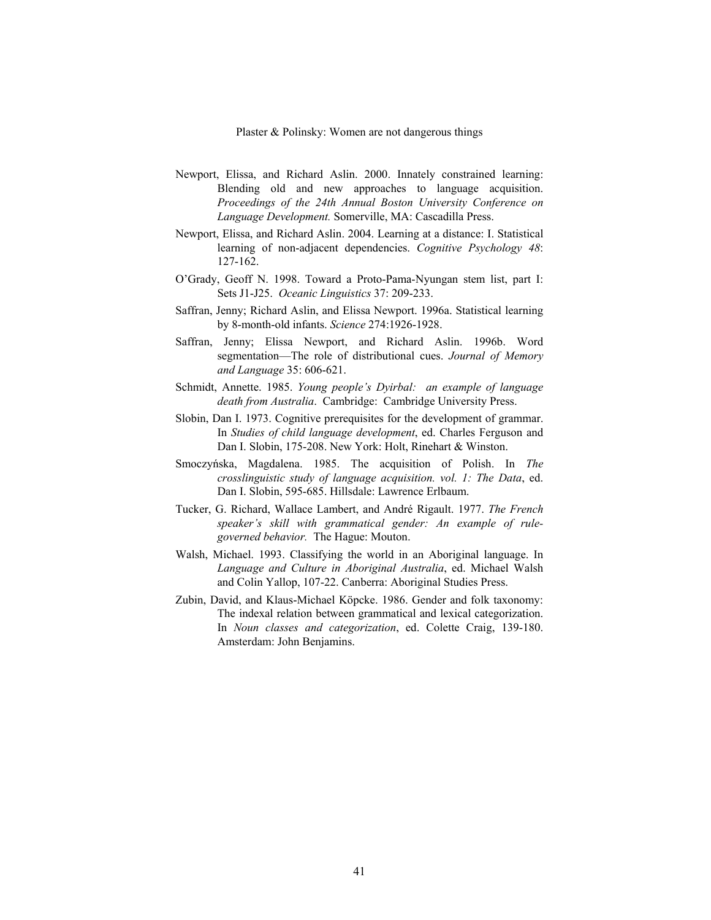Newport, Elissa, and Richard Aslin. 2000. Innately constrained learning: Blending old and new approaches to language acquisition. *Proceedings of the 24th Annual Boston University Conference on Language Development.* Somerville, MA: Cascadilla Press.

Newport, Elissa, and Richard Aslin. 2004. Learning at a distance: I. Statistical learning of non-adjacent dependencies. *Cognitive Psychology 48*: 127-162.

O'Grady, Geoff N. 1998. Toward a Proto-Pama-Nyungan stem list, part I: Sets J1-J25. *Oceanic Linguistics* 37: 209-233.

Saffran, Jenny; Richard Aslin, and Elissa Newport. 1996a. Statistical learning by 8-month-old infants. *Science* 274:1926-1928.

Saffran, Jenny; Elissa Newport, and Richard Aslin. 1996b. Word segmentation—The role of distributional cues. *Journal of Memory and Language* 35: 606-621.

Schmidt, Annette. 1985. *Young people's Dyirbal: an example of language death from Australia*. Cambridge: Cambridge University Press.

Slobin, Dan I. 1973. Cognitive prerequisites for the development of grammar. In *Studies of child language development*, ed. Charles Ferguson and Dan I. Slobin, 175-208. New York: Holt, Rinehart & Winston.

Smoczyńska, Magdalena. 1985. The acquisition of Polish. In *The crosslinguistic study of language acquisition. vol. 1: The Data*, ed. Dan I. Slobin, 595-685. Hillsdale: Lawrence Erlbaum.

Tucker, G. Richard, Wallace Lambert, and André Rigault. 1977. *The French speaker's skill with grammatical gender: An example of rule-governed behavior.* The Hague: Mouton.

Walsh, Michael. 1993. Classifying the world in an Aboriginal language. In *Language and Culture in Aboriginal Australia*, ed. Michael Walsh and Colin Yallop, 107-22. Canberra: Aboriginal Studies Press.

Zubin, David, and Klaus-Michael Köpcke. 1986. Gender and folk taxonomy: The indexal relation between grammatical and lexical categorization. In *Noun classes and categorization*, ed. Colette Craig, 139-180. Amsterdam: John Benjamins.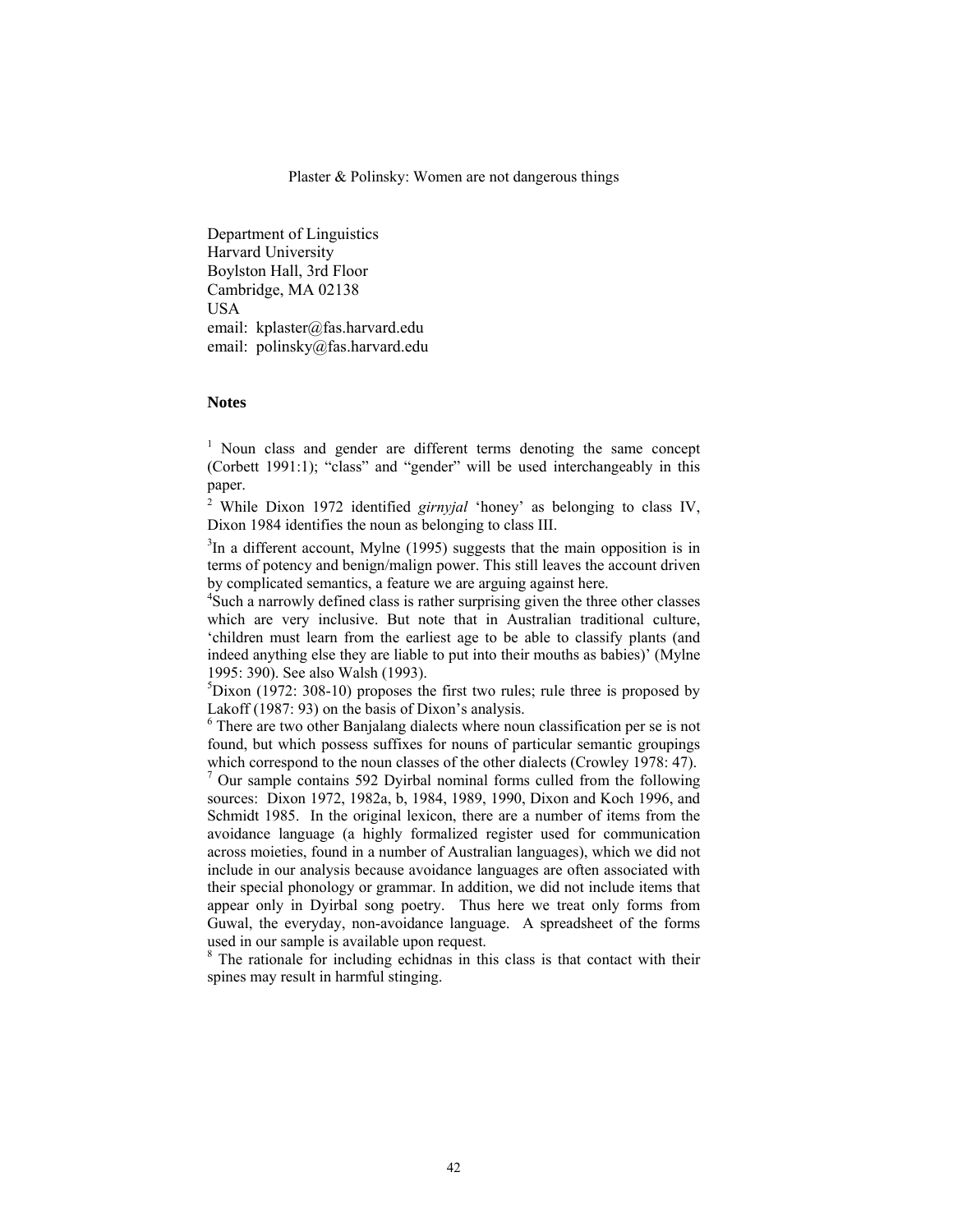Plaster & Polinsky: Women are not dangerous things

Department of Linguistics
Harvard University
Boylston Hall, 3rd Floor
Cambridge, MA 02138
USA
email: kplaster@fas.harvard.edu
email: polinsky@fas.harvard.edu

**Notes**

[1] Noun class and gender are different terms denoting the same concept (Corbett 1991:1); "class" and "gender" will be used interchangeably in this paper.

[2] While Dixon 1972 identified *girnyjal* 'honey' as belonging to class IV, Dixon 1984 identifies the noun as belonging to class III.

[3] In a different account, Mylne (1995) suggests that the main opposition is in terms of potency and benign/malign power. This still leaves the account driven by complicated semantics, a feature we are arguing against here.

[4] Such a narrowly defined class is rather surprising given the three other classes which are very inclusive. But note that in Australian traditional culture, 'children must learn from the earliest age to be able to classify plants (and indeed anything else they are liable to put into their mouths as babies)' (Mylne 1995: 390). See also Walsh (1993).

[5] Dixon (1972: 308-10) proposes the first two rules; rule three is proposed by Lakoff (1987: 93) on the basis of Dixon's analysis.

[6] There are two other Banjalang dialects where noun classification per se is not found, but which possess suffixes for nouns of particular semantic groupings which correspond to the noun classes of the other dialects (Crowley 1978: 47).

[7] Our sample contains 592 Dyirbal nominal forms culled from the following sources: Dixon 1972, 1982a, b, 1984, 1989, 1990, Dixon and Koch 1996, and Schmidt 1985. In the original lexicon, there are a number of items from the avoidance language (a highly formalized register used for communication across moieties, found in a number of Australian languages), which we did not include in our analysis because avoidance languages are often associated with their special phonology or grammar. In addition, we did not include items that appear only in Dyirbal song poetry. Thus here we treat only forms from Guwal, the everyday, non-avoidance language. A spreadsheet of the forms used in our sample is available upon request.

[8] The rationale for including echidnas in this class is that contact with their spines may result in harmful stinging.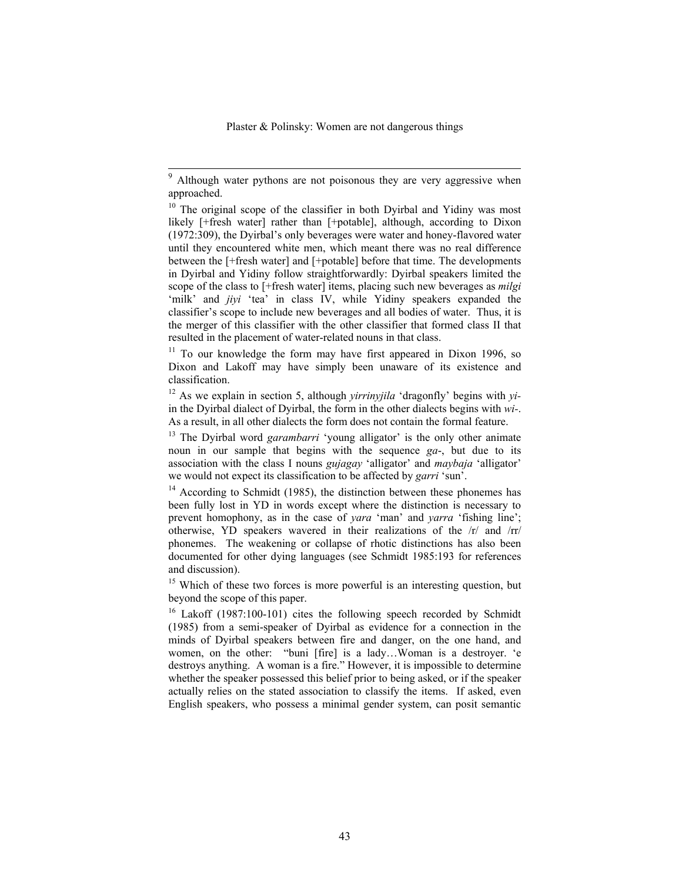[9] Although water pythons are not poisonous they are very aggressive when approached.

[10] The original scope of the classifier in both Dyirbal and Yidiny was most likely [+fresh water] rather than [+potable], although, according to Dixon (1972:309), the Dyirbal's only beverages were water and honey-flavored water until they encountered white men, which meant there was no real difference between the [+fresh water] and [+potable] before that time. The developments in Dyirbal and Yidiny follow straightforwardly: Dyirbal speakers limited the scope of the class to [+fresh water] items, placing such new beverages as *milgi* 'milk' and *jiyi* 'tea' in class IV, while Yidiny speakers expanded the classifier's scope to include new beverages and all bodies of water. Thus, it is the merger of this classifier with the other classifier that formed class II that resulted in the placement of water-related nouns in that class.

[11] To our knowledge the form may have first appeared in Dixon 1996, so Dixon and Lakoff may have simply been unaware of its existence and classification.

[12] As we explain in section 5, although *yirrinyjila* 'dragonfly' begins with *yi-* in the Dyirbal dialect of Dyirbal, the form in the other dialects begins with *wi-*. As a result, in all other dialects the form does not contain the formal feature.

[13] The Dyirbal word *garambarri* 'young alligator' is the only other animate noun in our sample that begins with the sequence *ga-*, but due to its association with the class I nouns *gujagay* 'alligator' and *maybaja* 'alligator' we would not expect its classification to be affected by *garri* 'sun'.

[14] According to Schmidt (1985), the distinction between these phonemes has been fully lost in YD in words except where the distinction is necessary to prevent homophony, as in the case of *yara* 'man' and *yarra* 'fishing line'; otherwise, YD speakers wavered in their realizations of the /r/ and /rr/ phonemes. The weakening or collapse of rhotic distinctions has also been documented for other dying languages (see Schmidt 1985:193 for references and discussion).

[15] Which of these two forces is more powerful is an interesting question, but beyond the scope of this paper.

[16] Lakoff (1987:100-101) cites the following speech recorded by Schmidt (1985) from a semi-speaker of Dyirbal as evidence for a connection in the minds of Dyirbal speakers between fire and danger, on the one hand, and women, on the other: "buni [fire] is a lady…Woman is a destroyer. 'e destroys anything. A woman is a fire." However, it is impossible to determine whether the speaker possessed this belief prior to being asked, or if the speaker actually relies on the stated association to classify the items. If asked, even English speakers, who possess a minimal gender system, can posit semantic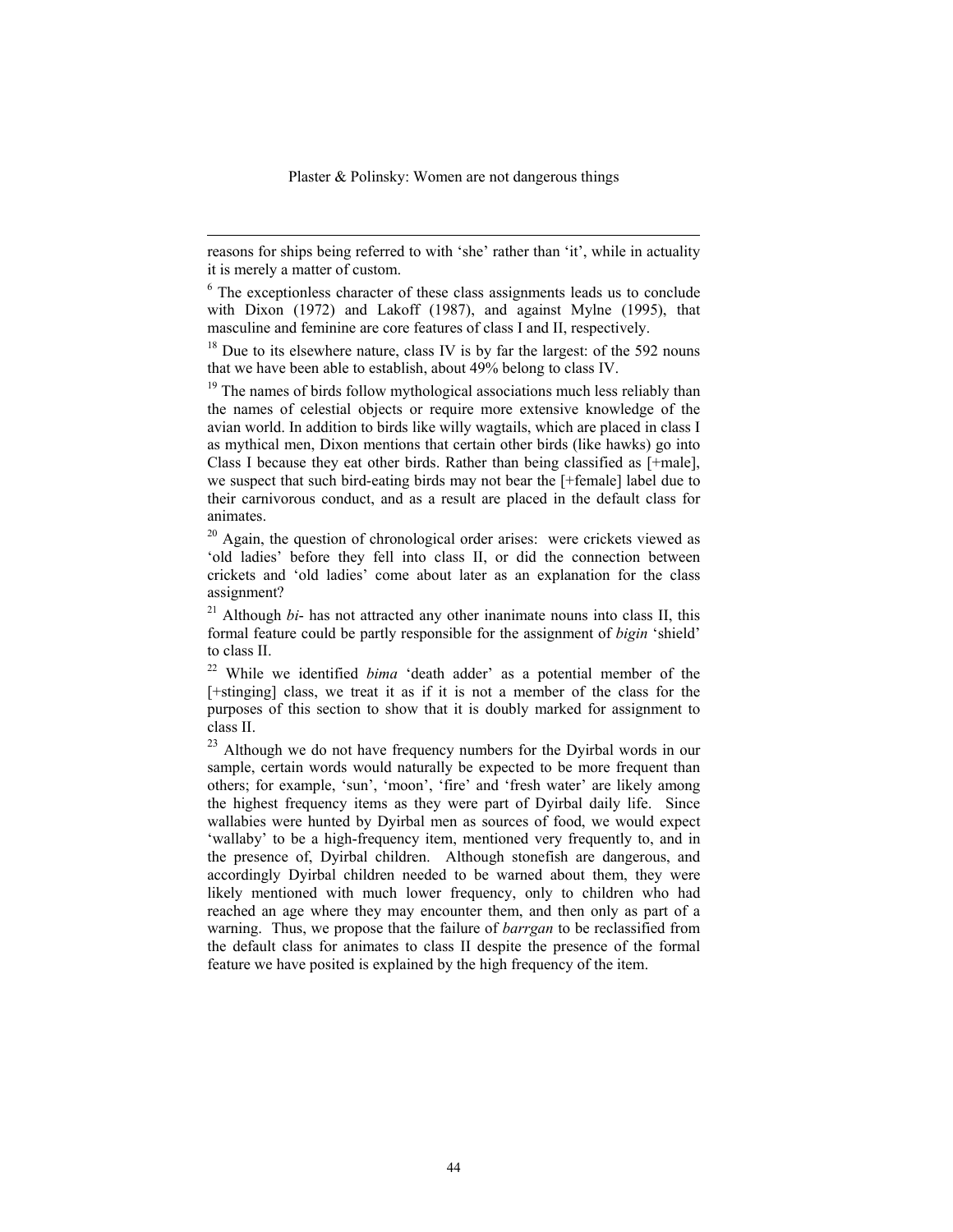reasons for ships being referred to with 'she' rather than 'it', while in actuality it is merely a matter of custom.

[6] The exceptionless character of these class assignments leads us to conclude with Dixon (1972) and Lakoff (1987), and against Mylne (1995), that masculine and feminine are core features of class I and II, respectively.

[18] Due to its elsewhere nature, class IV is by far the largest: of the 592 nouns that we have been able to establish, about 49% belong to class IV.

[19] The names of birds follow mythological associations much less reliably than the names of celestial objects or require more extensive knowledge of the avian world. In addition to birds like willy wagtails, which are placed in class I as mythical men, Dixon mentions that certain other birds (like hawks) go into Class I because they eat other birds. Rather than being classified as [+male], we suspect that such bird-eating birds may not bear the [+female] label due to their carnivorous conduct, and as a result are placed in the default class for animates.

[20] Again, the question of chronological order arises: were crickets viewed as 'old ladies' before they fell into class II, or did the connection between crickets and 'old ladies' come about later as an explanation for the class assignment?

[21] Although *bi-* has not attracted any other inanimate nouns into class II, this formal feature could be partly responsible for the assignment of *bigin* 'shield' to class II.

[22] While we identified *bima* 'death adder' as a potential member of the [+stinging] class, we treat it as if it is not a member of the class for the purposes of this section to show that it is doubly marked for assignment to class II.

[23] Although we do not have frequency numbers for the Dyirbal words in our sample, certain words would naturally be expected to be more frequent than others; for example, 'sun', 'moon', 'fire' and 'fresh water' are likely among the highest frequency items as they were part of Dyirbal daily life. Since wallabies were hunted by Dyirbal men as sources of food, we would expect 'wallaby' to be a high-frequency item, mentioned very frequently to, and in the presence of, Dyirbal children. Although stonefish are dangerous, and accordingly Dyirbal children needed to be warned about them, they were likely mentioned with much lower frequency, only to children who had reached an age where they may encounter them, and then only as part of a warning. Thus, we propose that the failure of *barrgan* to be reclassified from the default class for animates to class II despite the presence of the formal feature we have posited is explained by the high frequency of the item.